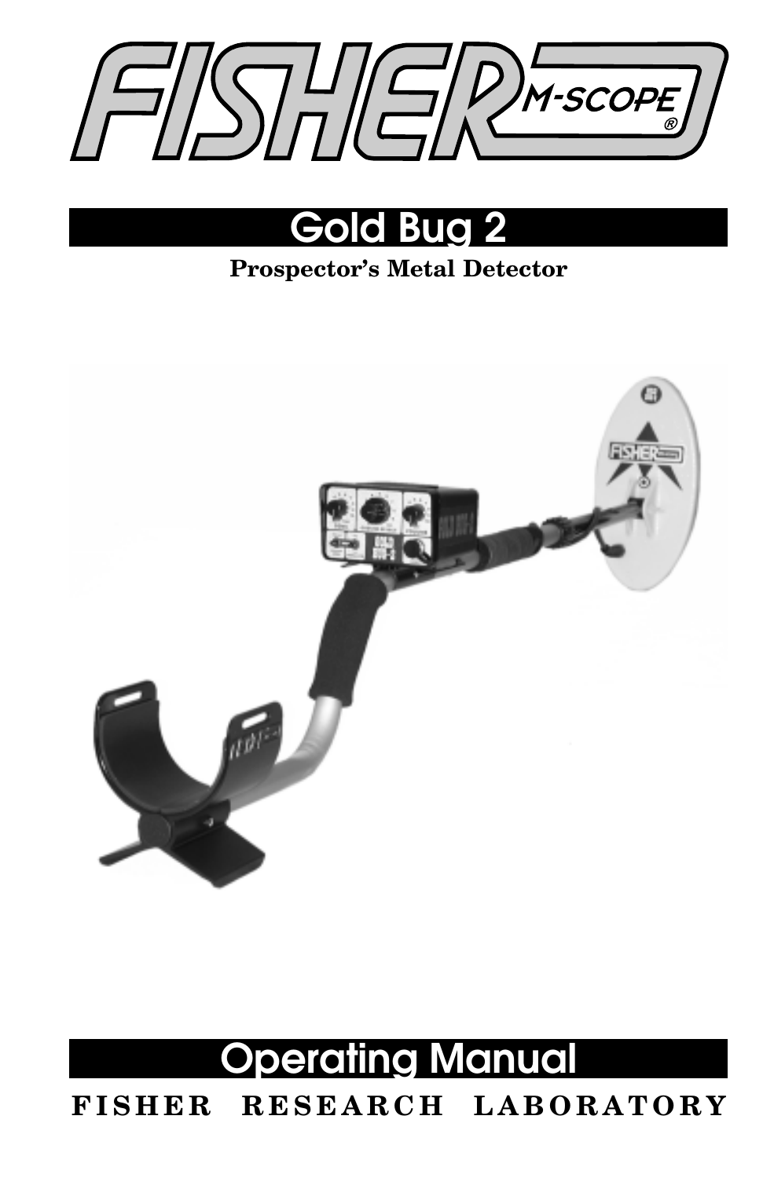# FISHER M-SCOPE®

## Gold Bug 2

**Prospector's Metal Detector**

## Operating Manual

**FISHER RESEARCH LABORATORY**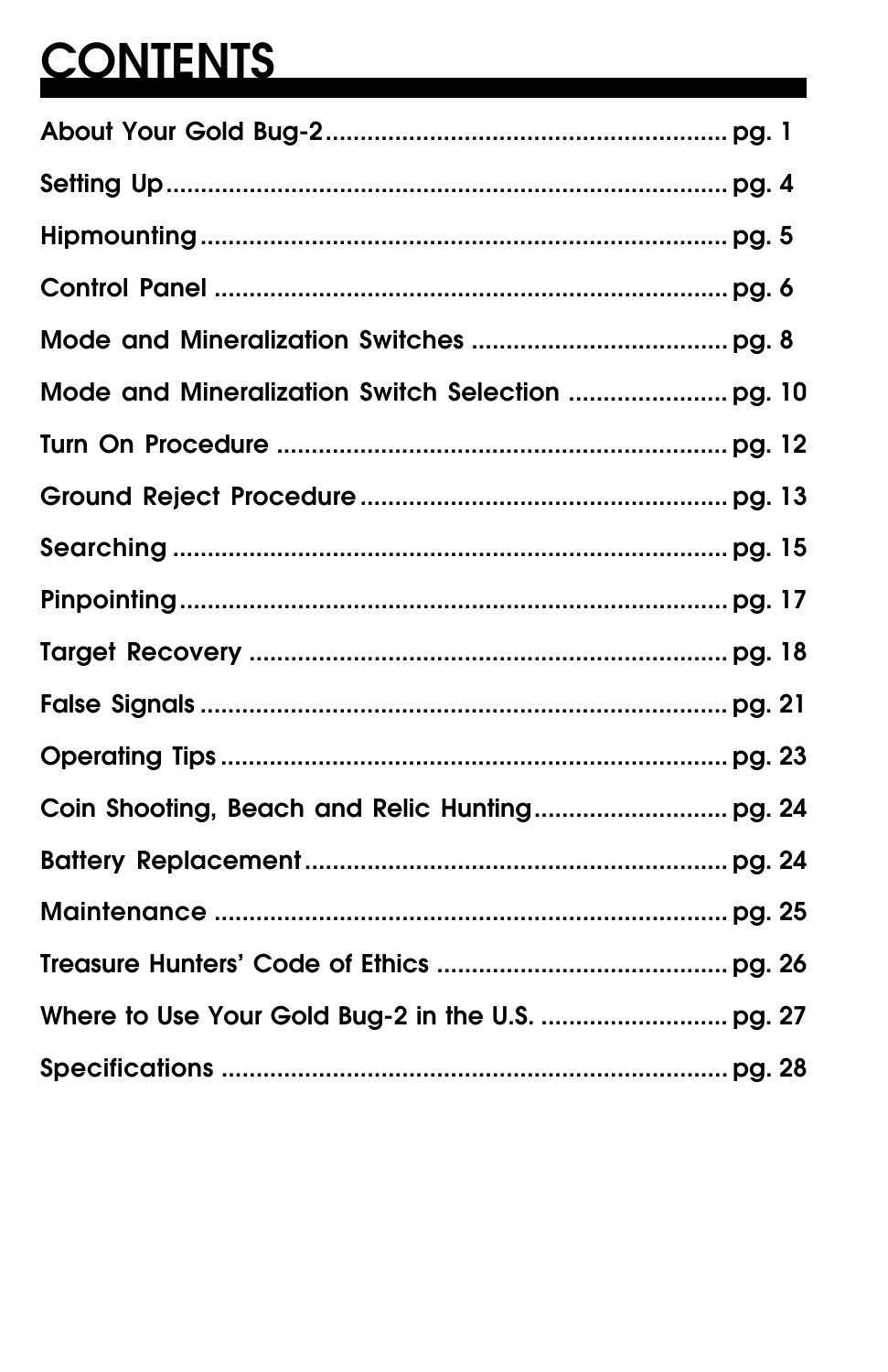# CONTENTS

About Your Gold Bug-2 .......................................................... pg. 1

Setting Up ........................................................................ pg. 4

Hipmounting ...................................................................... pg. 5

Control Panel ..................................................................... pg. 6

Mode and Mineralization Switches ...................................... pg. 8

Mode and Mineralization Switch Selection ........................ pg. 10

Turn On Procedure ............................................................ pg. 12

Ground Reject Procedure .................................................. pg. 13

Searching ......................................................................... pg. 15

Pinpointing ....................................................................... pg. 17

Target Recovery ............................................................... pg. 18

False Signals .................................................................... pg. 21

Operating Tips .................................................................. pg. 23

Coin Shooting, Beach and Relic Hunting ........................... pg. 24

Battery Replacement ........................................................ pg. 24

Maintenance ..................................................................... pg. 25

Treasure Hunters' Code of Ethics ..................................... pg. 26

Where to Use Your Gold Bug-2 in the U.S. ........................ pg. 27

Specifications ................................................................... pg. 28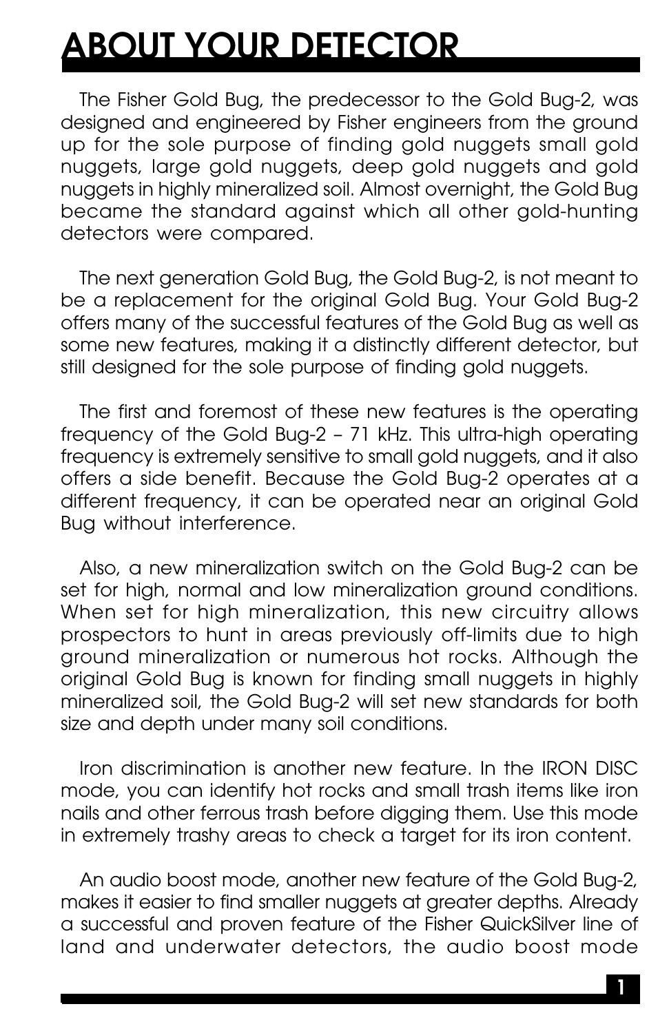# ABOUT YOUR DETECTOR

The Fisher Gold Bug, the predecessor to the Gold Bug-2, was designed and engineered by Fisher engineers from the ground up for the sole purpose of finding gold nuggets small gold nuggets, large gold nuggets, deep gold nuggets and gold nuggets in highly mineralized soil. Almost overnight, the Gold Bug became the standard against which all other gold-hunting detectors were compared.

The next generation Gold Bug, the Gold Bug-2, is not meant to be a replacement for the original Gold Bug. Your Gold Bug-2 offers many of the successful features of the Gold Bug as well as some new features, making it a distinctly different detector, but still designed for the sole purpose of finding gold nuggets.

The first and foremost of these new features is the operating frequency of the Gold Bug-2 – 71 kHz. This ultra-high operating frequency is extremely sensitive to small gold nuggets, and it also offers a side benefit. Because the Gold Bug-2 operates at a different frequency, it can be operated near an original Gold Bug without interference.

Also, a new mineralization switch on the Gold Bug-2 can be set for high, normal and low mineralization ground conditions. When set for high mineralization, this new circuitry allows prospectors to hunt in areas previously off-limits due to high ground mineralization or numerous hot rocks. Although the original Gold Bug is known for finding small nuggets in highly mineralized soil, the Gold Bug-2 will set new standards for both size and depth under many soil conditions.

Iron discrimination is another new feature. In the IRON DISC mode, you can identify hot rocks and small trash items like iron nails and other ferrous trash before digging them. Use this mode in extremely trashy areas to check a target for its iron content.

An audio boost mode, another new feature of the Gold Bug-2, makes it easier to find smaller nuggets at greater depths. Already a successful and proven feature of the Fisher QuickSilver line of land and underwater detectors, the audio boost mode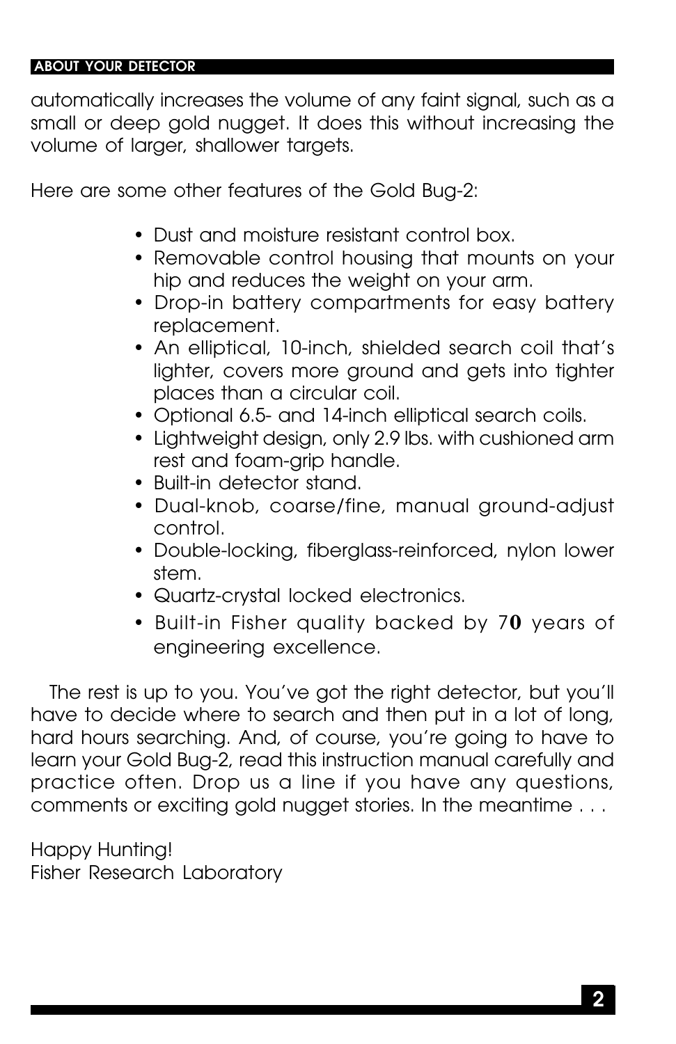automatically increases the volume of any faint signal, such as a small or deep gold nugget. It does this without increasing the volume of larger, shallower targets.

Here are some other features of the Gold Bug-2:

- Dust and moisture resistant control box.
- Removable control housing that mounts on your hip and reduces the weight on your arm.
- Drop-in battery compartments for easy battery replacement.
- An elliptical, 10-inch, shielded search coil that's lighter, covers more ground and gets into tighter places than a circular coil.
- Optional 6.5- and 14-inch elliptical search coils.
- Lightweight design, only 2.9 lbs. with cushioned arm rest and foam-grip handle.
- Built-in detector stand.
- Dual-knob, coarse/fine, manual ground-adjust control.
- Double-locking, fiberglass-reinforced, nylon lower stem.
- Quartz-crystal locked electronics.
- Built-in Fisher quality backed by 70 years of engineering excellence.

The rest is up to you. You've got the right detector, but you'll have to decide where to search and then put in a lot of long, hard hours searching. And, of course, you're going to have to learn your Gold Bug-2, read this instruction manual carefully and practice often. Drop us a line if you have any questions, comments or exciting gold nugget stories. In the meantime . . .

Happy Hunting!
Fisher Research Laboratory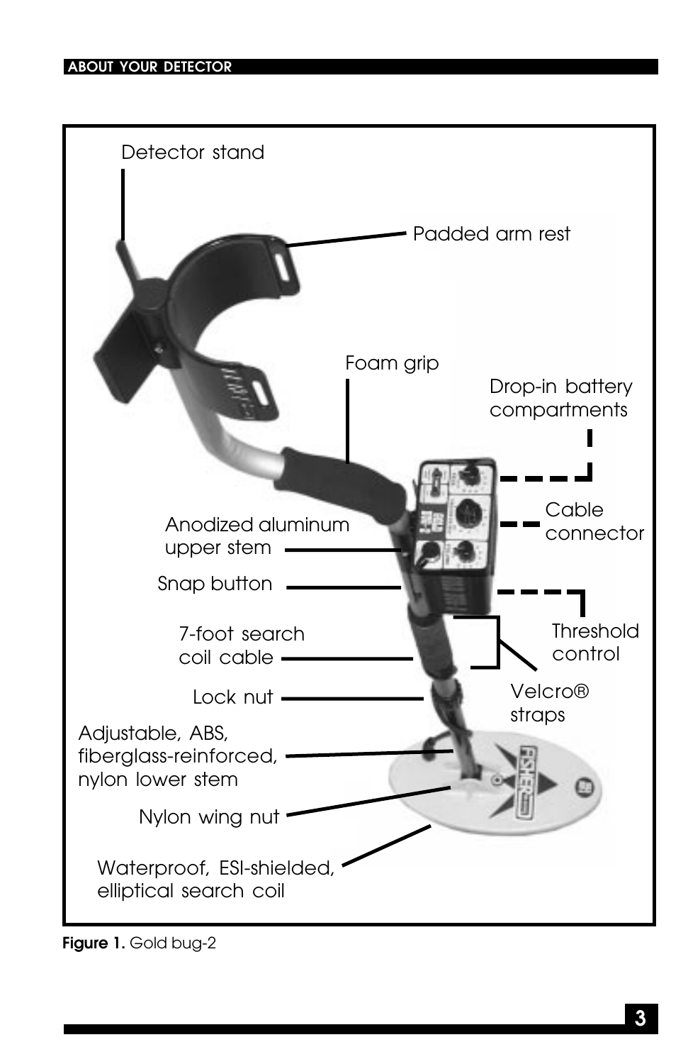Detector stand

Padded arm rest

Foam grip

Drop-in battery compartments

Cable connector

Anodized aluminum upper stem

Snap button

Threshold control

7-foot search coil cable

Velcro® straps

Lock nut

Adjustable, ABS, fiberglass-reinforced, nylon lower stem

Nylon wing nut

Waterproof, ESI-shielded, elliptical search coil

**Figure 1.** Gold bug-2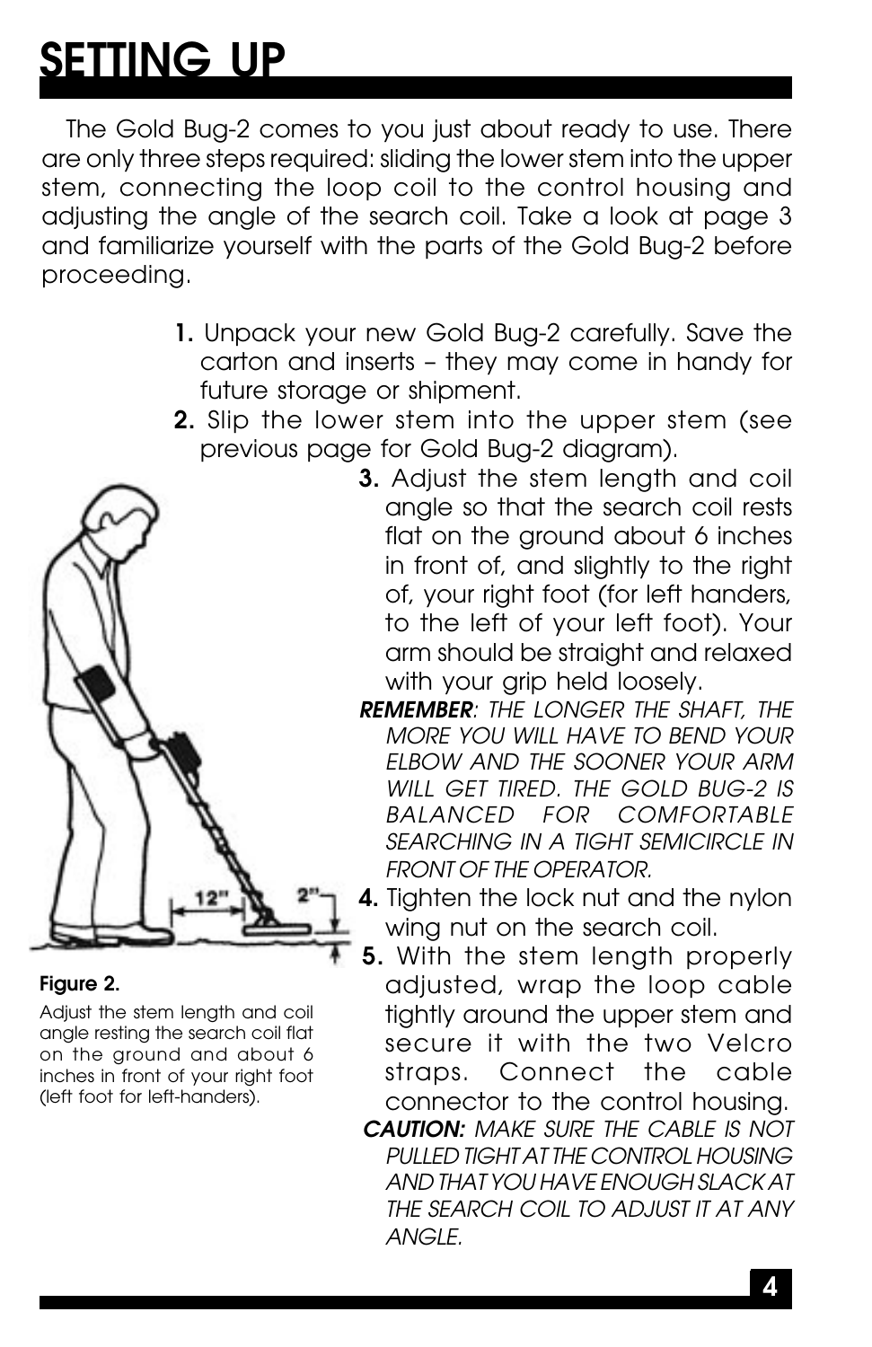# SETTING UP

The Gold Bug-2 comes to you just about ready to use. There are only three steps required: sliding the lower stem into the upper stem, connecting the loop coil to the control housing and adjusting the angle of the search coil. Take a look at page 3 and familiarize yourself with the parts of the Gold Bug-2 before proceeding.

1. Unpack your new Gold Bug-2 carefully. Save the carton and inserts – they may come in handy for future storage or shipment.
2. Slip the lower stem into the upper stem (see previous page for Gold Bug-2 diagram).
3. Adjust the stem length and coil angle so that the search coil rests flat on the ground about 6 inches in front of, and slightly to the right of, your right foot (for left handers, to the left of your left foot). Your arm should be straight and relaxed with your grip held loosely.

   ***REMEMBER**: THE LONGER THE SHAFT, THE MORE YOU WILL HAVE TO BEND YOUR ELBOW AND THE SOONER YOUR ARM WILL GET TIRED. THE GOLD BUG-2 IS BALANCED FOR COMFORTABLE SEARCHING IN A TIGHT SEMICIRCLE IN FRONT OF THE OPERATOR.*
4. Tighten the lock nut and the nylon wing nut on the search coil.
5. With the stem length properly adjusted, wrap the loop cable tightly around the upper stem and secure it with the two Velcro straps. Connect the cable connector to the control housing.

   ***CAUTION:** MAKE SURE THE CABLE IS NOT PULLED TIGHT AT THE CONTROL HOUSING AND THAT YOU HAVE ENOUGH SLACK AT THE SEARCH COIL TO ADJUST IT AT ANY ANGLE.*

12" 2"

**Figure 2.**

Adjust the stem length and coil angle resting the search coil flat on the ground and about 6 inches in front of your right foot (left foot for left-handers).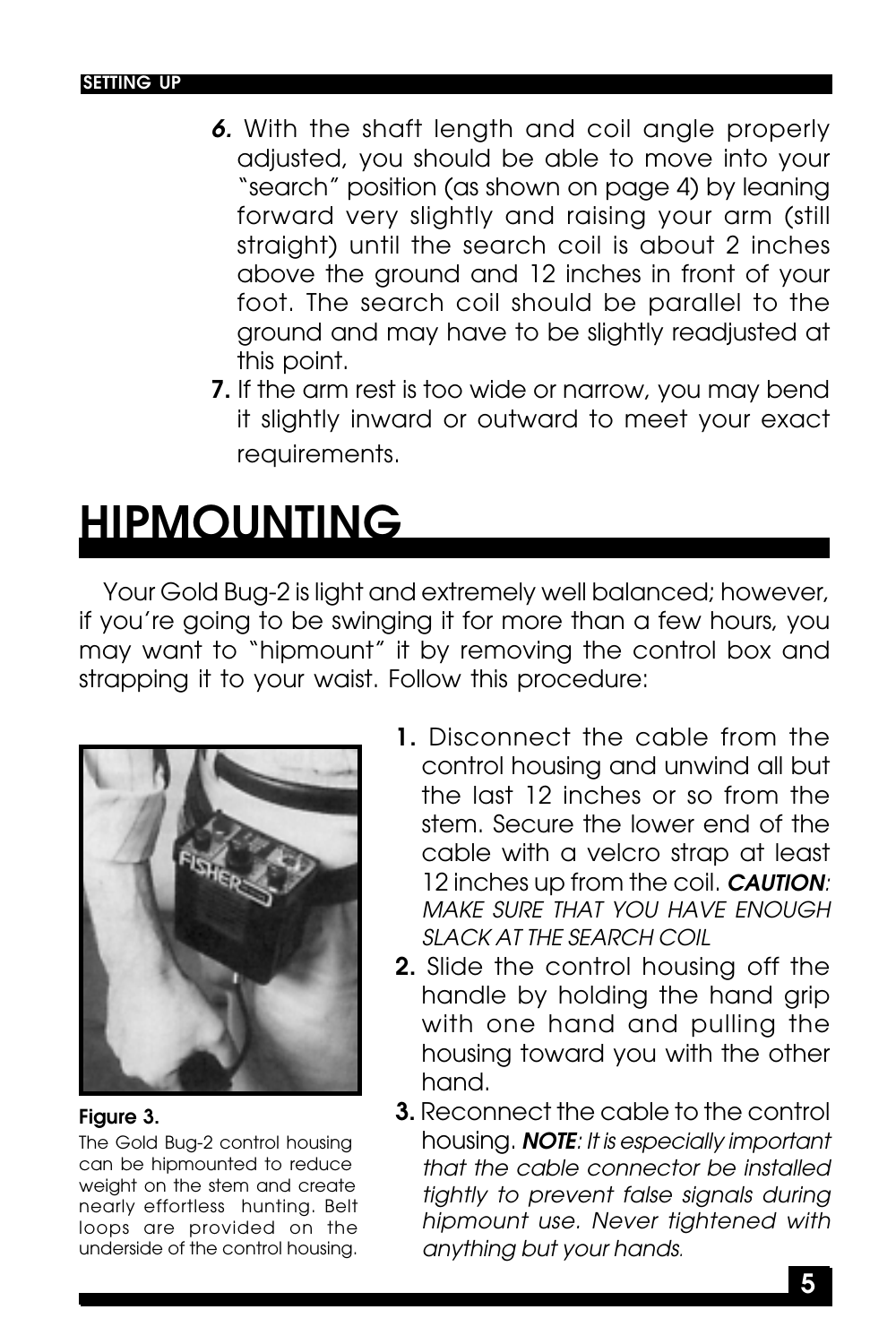6. With the shaft length and coil angle properly adjusted, you should be able to move into your "search" position (as shown on page 4) by leaning forward very slightly and raising your arm (still straight) until the search coil is about 2 inches above the ground and 12 inches in front of your foot. The search coil should be parallel to the ground and may have to be slightly readjusted at this point.
7. If the arm rest is too wide or narrow, you may bend it slightly inward or outward to meet your exact requirements.

# HIPMOUNTING

Your Gold Bug-2 is light and extremely well balanced; however, if you're going to be swinging it for more than a few hours, you may want to "hipmount" it by removing the control box and strapping it to your waist. Follow this procedure:

**Figure 3.**
The Gold Bug-2 control housing can be hipmounted to reduce weight on the stem and create nearly effortless hunting. Belt loops are provided on the underside of the control housing.

1. Disconnect the cable from the control housing and unwind all but the last 12 inches or so from the stem. Secure the lower end of the cable with a velcro strap at least 12 inches up from the coil. ***CAUTION****: MAKE SURE THAT YOU HAVE ENOUGH SLACK AT THE SEARCH COIL*
2. Slide the control housing off the handle by holding the hand grip with one hand and pulling the housing toward you with the other hand.
3. Reconnect the cable to the control housing. ***NOTE****: It is especially important that the cable connector be installed tightly to prevent false signals during hipmount use. Never tightened with anything but your hands.*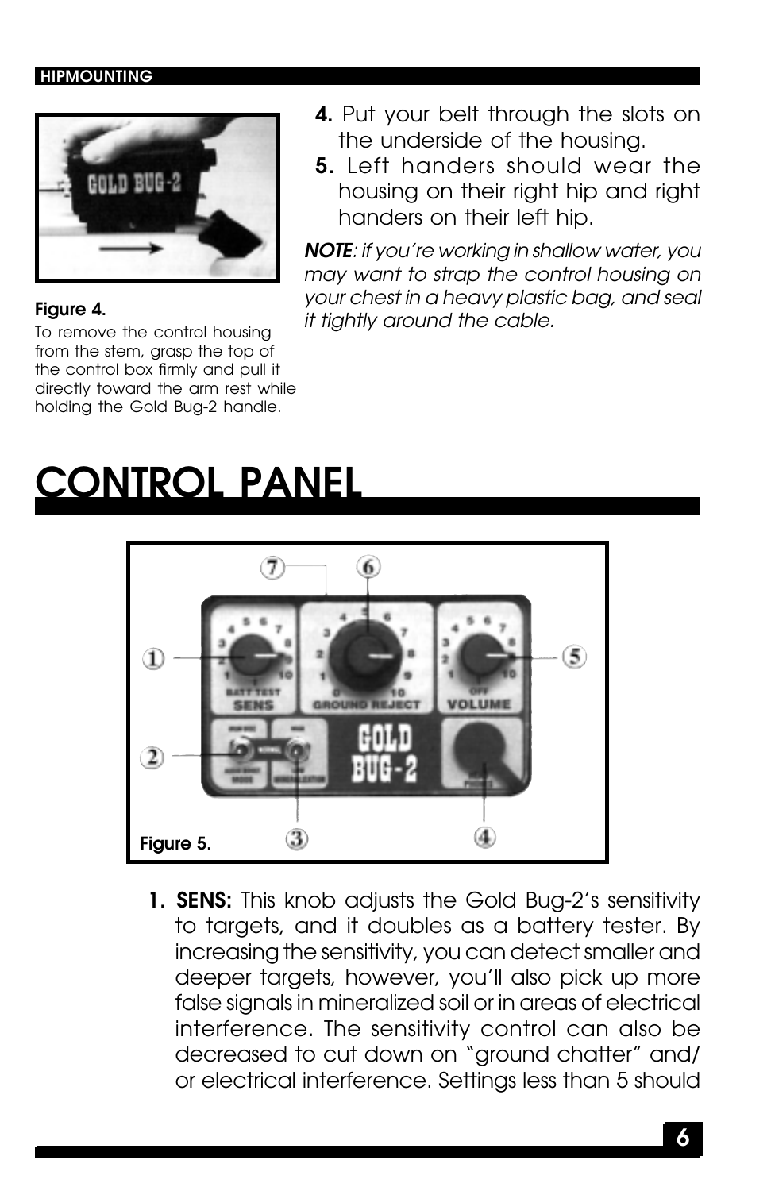Figure 4.

To remove the control housing from the stem, grasp the top of the control box firmly and pull it directly toward the arm rest while holding the Gold Bug-2 handle.

4. Put your belt through the slots on the underside of the housing.
5. Left handers should wear the housing on their right hip and right handers on their left hip.

***NOTE****: if you're working in shallow water, you may want to strap the control housing on your chest in a heavy plastic bag, and seal it tightly around the cable.*

# CONTROL PANEL

Figure 5.

1. **SENS:** This knob adjusts the Gold Bug-2's sensitivity to targets, and it doubles as a battery tester. By increasing the sensitivity, you can detect smaller and deeper targets, however, you'll also pick up more false signals in mineralized soil or in areas of electrical interference. The sensitivity control can also be decreased to cut down on "ground chatter" and/or electrical interference. Settings less than 5 should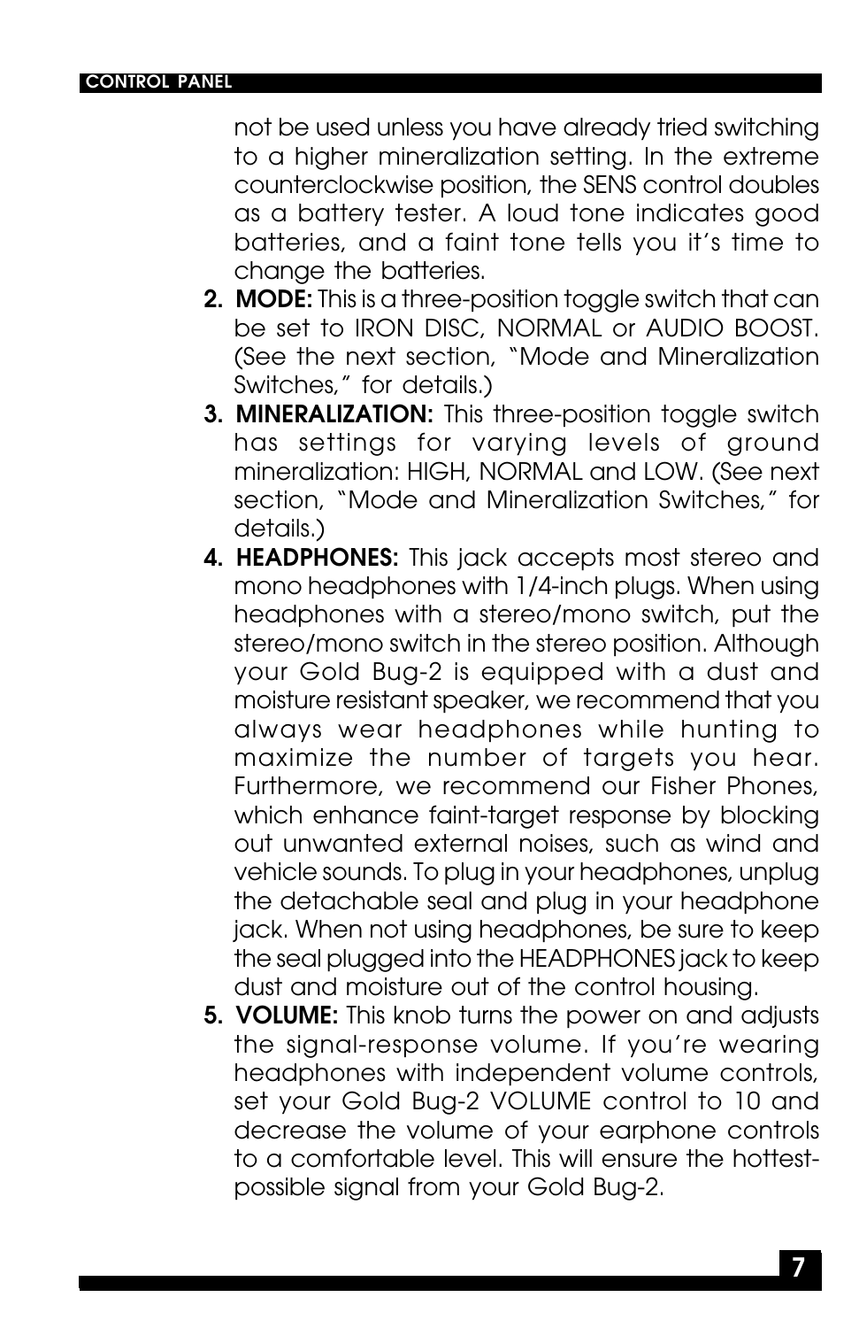not be used unless you have already tried switching to a higher mineralization setting. In the extreme counterclockwise position, the SENS control doubles as a battery tester. A loud tone indicates good batteries, and a faint tone tells you it's time to change the batteries.

2. **MODE:** This is a three-position toggle switch that can be set to IRON DISC, NORMAL or AUDIO BOOST. (See the next section, "Mode and Mineralization Switches," for details.)
3. **MINERALIZATION:** This three-position toggle switch has settings for varying levels of ground mineralization: HIGH, NORMAL and LOW. (See next section, "Mode and Mineralization Switches," for details.)
4. **HEADPHONES:** This jack accepts most stereo and mono headphones with 1/4-inch plugs. When using headphones with a stereo/mono switch, put the stereo/mono switch in the stereo position. Although your Gold Bug-2 is equipped with a dust and moisture resistant speaker, we recommend that you always wear headphones while hunting to maximize the number of targets you hear. Furthermore, we recommend our Fisher Phones, which enhance faint-target response by blocking out unwanted external noises, such as wind and vehicle sounds. To plug in your headphones, unplug the detachable seal and plug in your headphone jack. When not using headphones, be sure to keep the seal plugged into the HEADPHONES jack to keep dust and moisture out of the control housing.
5. **VOLUME:** This knob turns the power on and adjusts the signal-response volume. If you're wearing headphones with independent volume controls, set your Gold Bug-2 VOLUME control to 10 and decrease the volume of your earphone controls to a comfortable level. This will ensure the hottest-possible signal from your Gold Bug-2.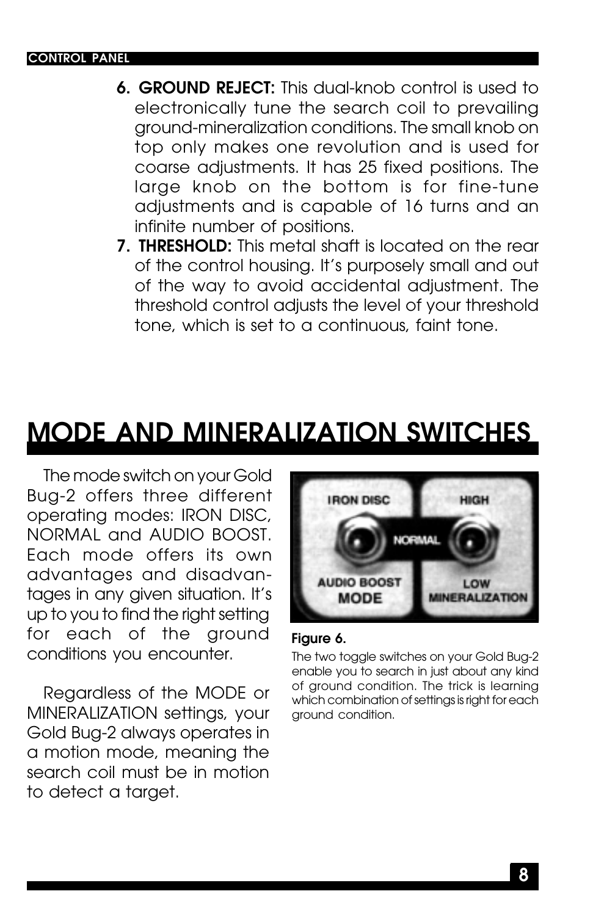6. **GROUND REJECT:** This dual-knob control is used to electronically tune the search coil to prevailing ground-mineralization conditions. The small knob on top only makes one revolution and is used for coarse adjustments. It has 25 fixed positions. The large knob on the bottom is for fine-tune adjustments and is capable of 16 turns and an infinite number of positions.
7. **THRESHOLD:** This metal shaft is located on the rear of the control housing. It's purposely small and out of the way to avoid accidental adjustment. The threshold control adjusts the level of your threshold tone, which is set to a continuous, faint tone.

# MODE AND MINERALIZATION SWITCHES

The mode switch on your Gold Bug-2 offers three different operating modes: IRON DISC, NORMAL and AUDIO BOOST. Each mode offers its own advantages and disadvantages in any given situation. It's up to you to find the right setting for each of the ground conditions you encounter.

Regardless of the MODE or MINERALIZATION settings, your Gold Bug-2 always operates in a motion mode, meaning the search coil must be in motion to detect a target.

**Figure 6.**

The two toggle switches on your Gold Bug-2 enable you to search in just about any kind of ground condition. The trick is learning which combination of settings is right for each ground condition.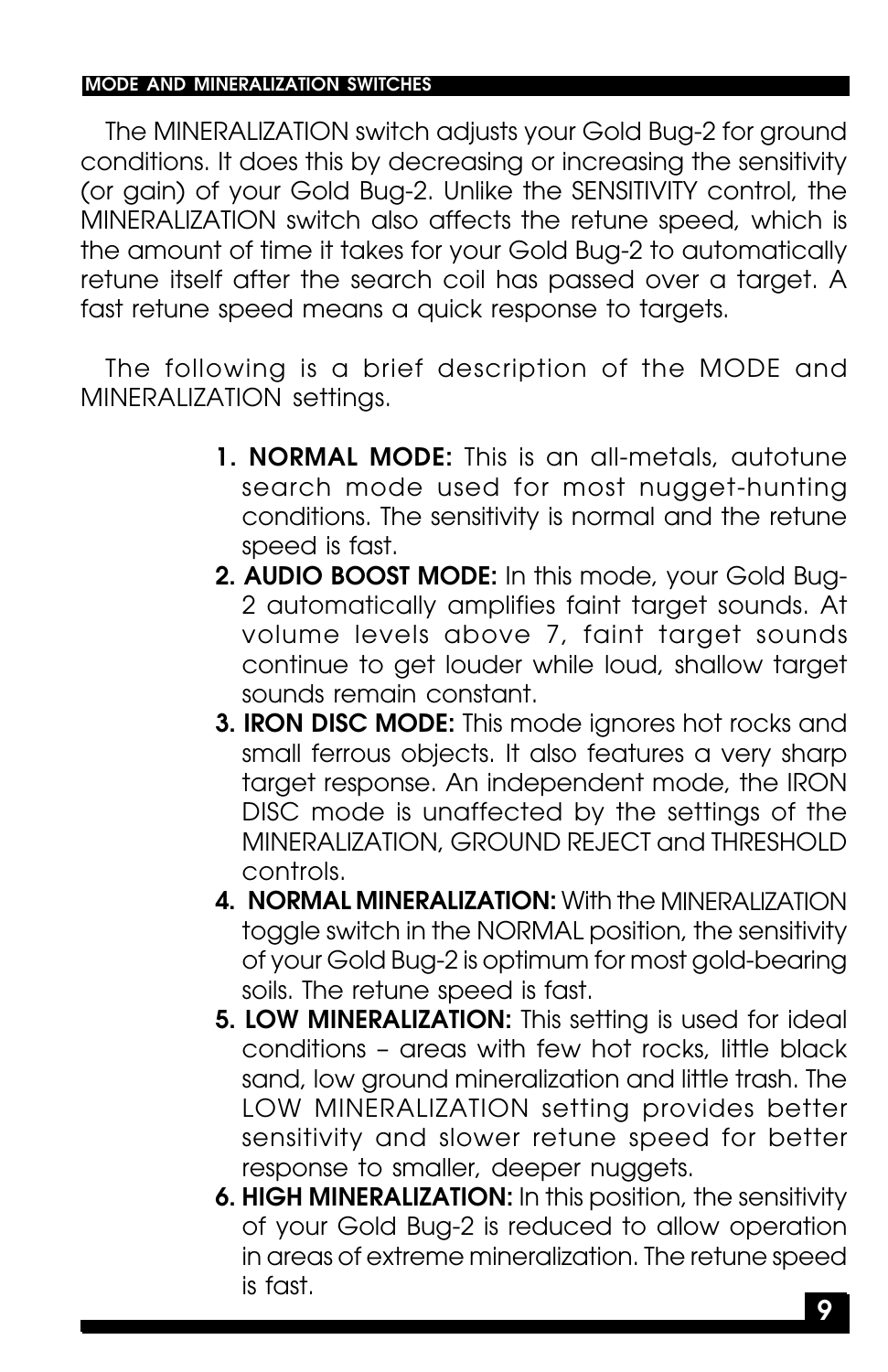## MODE AND MINERALIZATION SWITCHES

The MINERALIZATION switch adjusts your Gold Bug-2 for ground conditions. It does this by decreasing or increasing the sensitivity (or gain) of your Gold Bug-2. Unlike the SENSITIVITY control, the MINERALIZATION switch also affects the retune speed, which is the amount of time it takes for your Gold Bug-2 to automatically retune itself after the search coil has passed over a target. A fast retune speed means a quick response to targets.

The following is a brief description of the MODE and MINERALIZATION settings.

1. **NORMAL MODE:** This is an all-metals, autotune search mode used for most nugget-hunting conditions. The sensitivity is normal and the retune speed is fast.
2. **AUDIO BOOST MODE:** In this mode, your Gold Bug-2 automatically amplifies faint target sounds. At volume levels above 7, faint target sounds continue to get louder while loud, shallow target sounds remain constant.
3. **IRON DISC MODE:** This mode ignores hot rocks and small ferrous objects. It also features a very sharp target response. An independent mode, the IRON DISC mode is unaffected by the settings of the MINERALIZATION, GROUND REJECT and THRESHOLD controls.
4. **NORMAL MINERALIZATION:** With the MINERALIZATION toggle switch in the NORMAL position, the sensitivity of your Gold Bug-2 is optimum for most gold-bearing soils. The retune speed is fast.
5. **LOW MINERALIZATION:** This setting is used for ideal conditions – areas with few hot rocks, little black sand, low ground mineralization and little trash. The LOW MINERALIZATION setting provides better sensitivity and slower retune speed for better response to smaller, deeper nuggets.
6. **HIGH MINERALIZATION:** In this position, the sensitivity of your Gold Bug-2 is reduced to allow operation in areas of extreme mineralization. The retune speed is fast.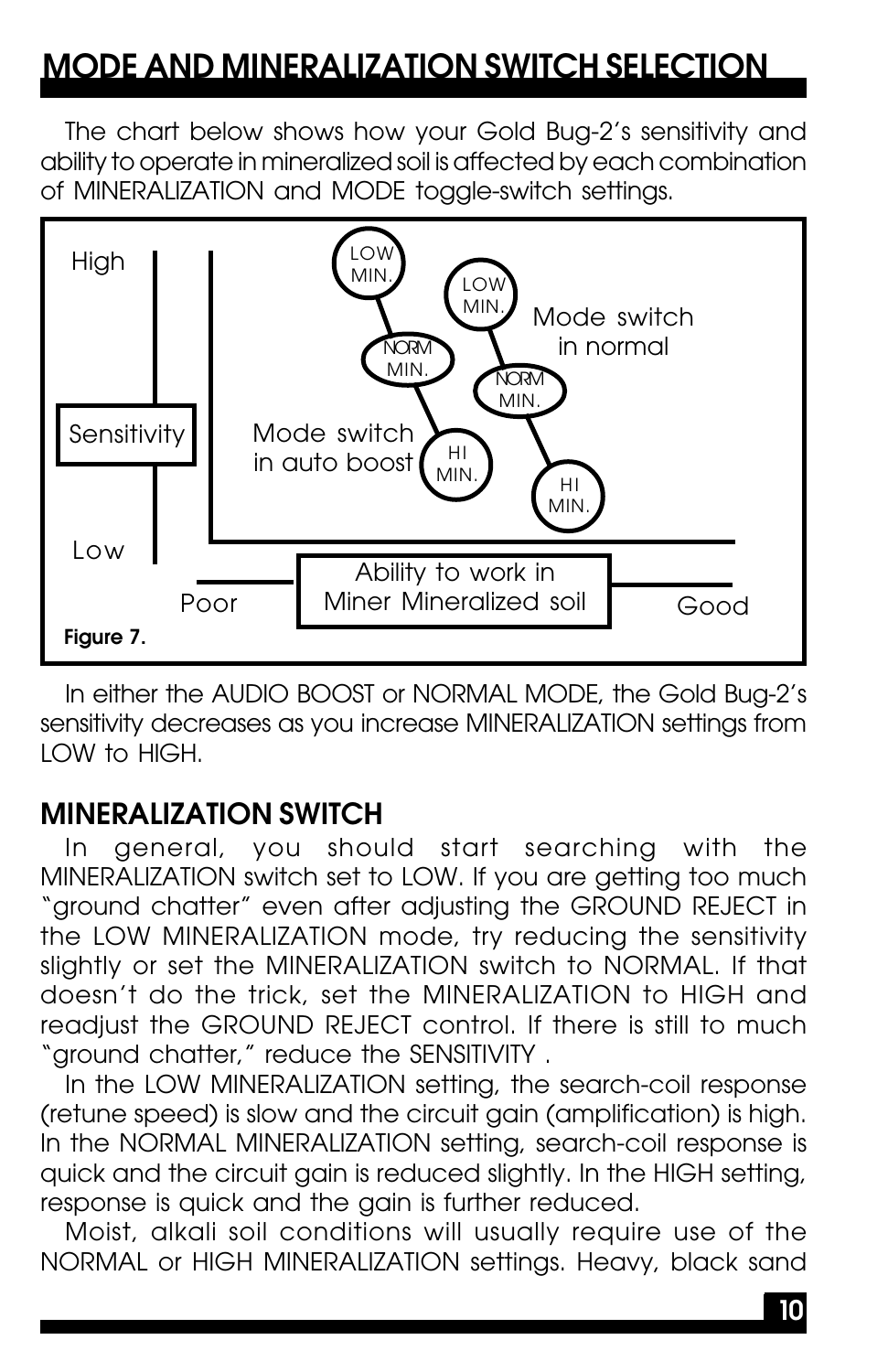## MODE AND MINERALIZATION SWITCH SELECTION

The chart below shows how your Gold Bug-2's sensitivity and ability to operate in mineralized soil is affected by each combination of MINERALIZATION and MODE toggle-switch settings.

High

Sensitivity

Low

LOW MIN.

NORM MIN.

HI MIN.

Mode switch in auto boost

LOW MIN.

NORM MIN.

HI MIN.

Mode switch in normal

Poor — Ability to work in Miner Mineralized soil — Good

**Figure 7.**

In either the AUDIO BOOST or NORMAL MODE, the Gold Bug-2's sensitivity decreases as you increase MINERALIZATION settings from LOW to HIGH.

### MINERALIZATION SWITCH

In general, you should start searching with the MINERALIZATION switch set to LOW. If you are getting too much "ground chatter" even after adjusting the GROUND REJECT in the LOW MINERALIZATION mode, try reducing the sensitivity slightly or set the MINERALIZATION switch to NORMAL. If that doesn't do the trick, set the MINERALIZATION to HIGH and readjust the GROUND REJECT control. If there is still to much "ground chatter," reduce the SENSITIVITY .

In the LOW MINERALIZATION setting, the search-coil response (retune speed) is slow and the circuit gain (amplification) is high. In the NORMAL MINERALIZATION setting, search-coil response is quick and the circuit gain is reduced slightly. In the HIGH setting, response is quick and the gain is further reduced.

Moist, alkali soil conditions will usually require use of the NORMAL or HIGH MINERALIZATION settings. Heavy, black sand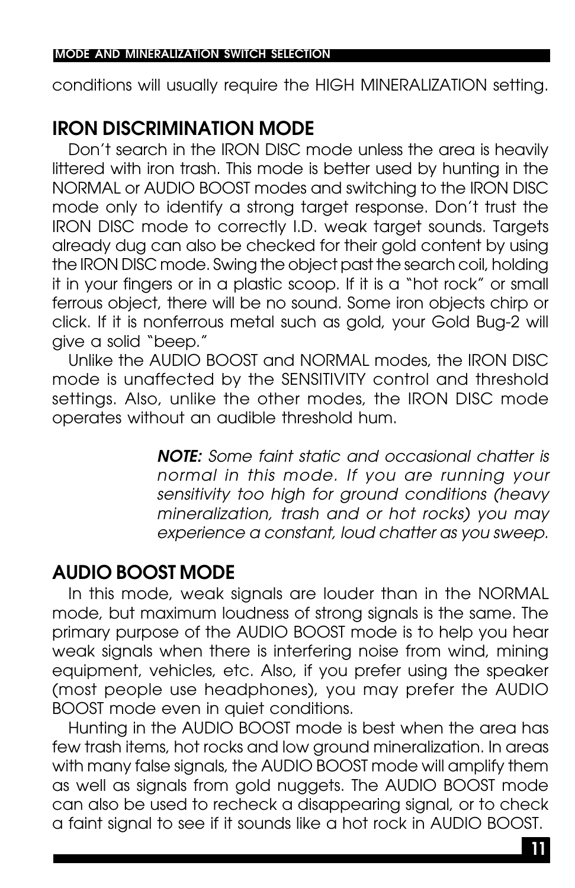conditions will usually require the HIGH MINERALIZATION setting.

## IRON DISCRIMINATION MODE

Don't search in the IRON DISC mode unless the area is heavily littered with iron trash. This mode is better used by hunting in the NORMAL or AUDIO BOOST modes and switching to the IRON DISC mode only to identify a strong target response. Don't trust the IRON DISC mode to correctly I.D. weak target sounds. Targets already dug can also be checked for their gold content by using the IRON DISC mode. Swing the object past the search coil, holding it in your fingers or in a plastic scoop. If it is a "hot rock" or small ferrous object, there will be no sound. Some iron objects chirp or click. If it is nonferrous metal such as gold, your Gold Bug-2 will give a solid "beep."

Unlike the AUDIO BOOST and NORMAL modes, the IRON DISC mode is unaffected by the SENSITIVITY control and threshold settings. Also, unlike the other modes, the IRON DISC mode operates without an audible threshold hum.

> ***NOTE:*** *Some faint static and occasional chatter is normal in this mode. If you are running your sensitivity too high for ground conditions (heavy mineralization, trash and or hot rocks) you may experience a constant, loud chatter as you sweep.*

## AUDIO BOOST MODE

In this mode, weak signals are louder than in the NORMAL mode, but maximum loudness of strong signals is the same. The primary purpose of the AUDIO BOOST mode is to help you hear weak signals when there is interfering noise from wind, mining equipment, vehicles, etc. Also, if you prefer using the speaker (most people use headphones), you may prefer the AUDIO BOOST mode even in quiet conditions.

Hunting in the AUDIO BOOST mode is best when the area has few trash items, hot rocks and low ground mineralization. In areas with many false signals, the AUDIO BOOST mode will amplify them as well as signals from gold nuggets. The AUDIO BOOST mode can also be used to recheck a disappearing signal, or to check a faint signal to see if it sounds like a hot rock in AUDIO BOOST.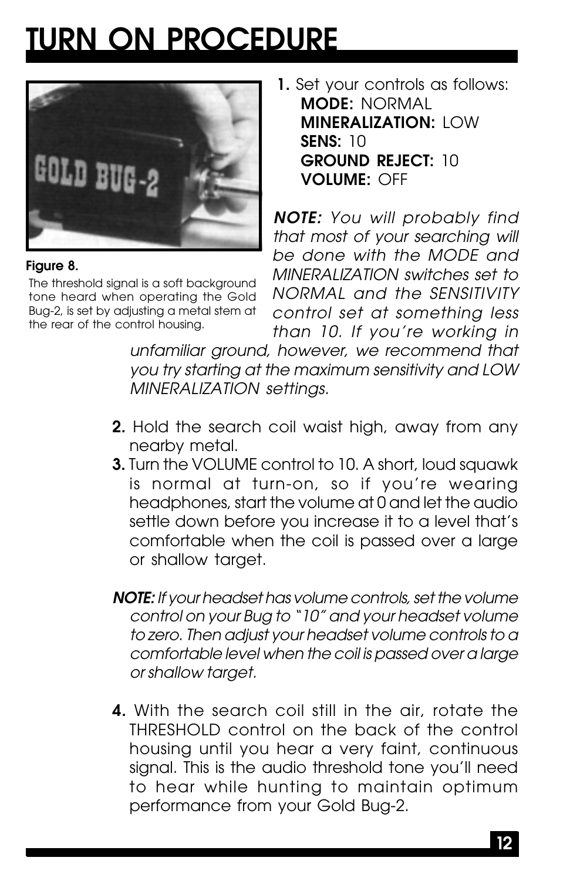# TURN ON PROCEDURE

**Figure 8.**

The threshold signal is a soft background tone heard when operating the Gold Bug-2, is set by adjusting a metal stem at the rear of the control housing.

**1.** Set your controls as follows:
  **MODE:** NORMAL
  **MINERALIZATION:** LOW
  **SENS:** 10
  **GROUND REJECT:** 10
  **VOLUME:** OFF

***NOTE:*** *You will probably find that most of your searching will be done with the MODE and MINERALIZATION switches set to NORMAL and the SENSITIVITY control set at something less than 10. If you're working in unfamiliar ground, however, we recommend that you try starting at the maximum sensitivity and LOW MINERALIZATION settings.*

**2.** Hold the search coil waist high, away from any nearby metal.

**3.** Turn the VOLUME control to 10. A short, loud squawk is normal at turn-on, so if you're wearing headphones, start the volume at 0 and let the audio settle down before you increase it to a level that's comfortable when the coil is passed over a large or shallow target.

***NOTE:*** *If your headset has volume controls, set the volume control on your Bug to "10" and your headset volume to zero. Then adjust your headset volume controls to a comfortable level when the coil is passed over a large or shallow target.*

**4.** With the search coil still in the air, rotate the THRESHOLD control on the back of the control housing until you hear a very faint, continuous signal. This is the audio threshold tone you'll need to hear while hunting to maintain optimum performance from your Gold Bug-2.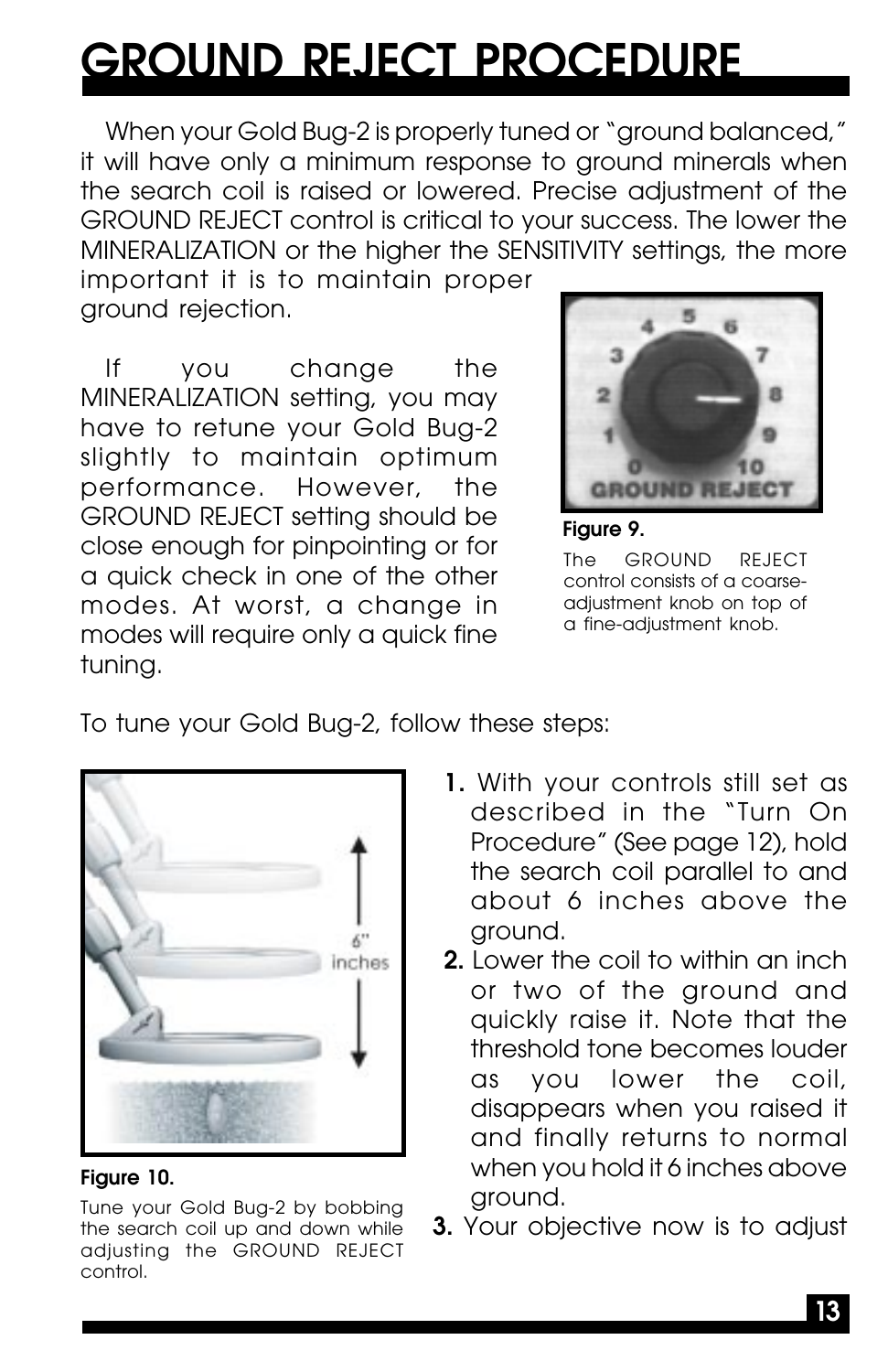# GROUND REJECT PROCEDURE

When your Gold Bug-2 is properly tuned or "ground balanced," it will have only a minimum response to ground minerals when the search coil is raised or lowered. Precise adjustment of the GROUND REJECT control is critical to your success. The lower the MINERALIZATION or the higher the SENSITIVITY settings, the more important it is to maintain proper ground rejection.

If you change the MINERALIZATION setting, you may have to retune your Gold Bug-2 slightly to maintain optimum performance. However, the GROUND REJECT setting should be close enough for pinpointing or for a quick check in one of the other modes. At worst, a change in modes will require only a quick fine tuning.

**Figure 9.**

The GROUND REJECT control consists of a coarse-adjustment knob on top of a fine-adjustment knob.

To tune your Gold Bug-2, follow these steps:

**Figure 10.**

Tune your Gold Bug-2 by bobbing the search coil up and down while adjusting the GROUND REJECT control.

1. With your controls still set as described in the "Turn On Procedure" (See page 12), hold the search coil parallel to and about 6 inches above the ground.
2. Lower the coil to within an inch or two of the ground and quickly raise it. Note that the threshold tone becomes louder as you lower the coil, disappears when you raised it and finally returns to normal when you hold it 6 inches above ground.
3. Your objective now is to adjust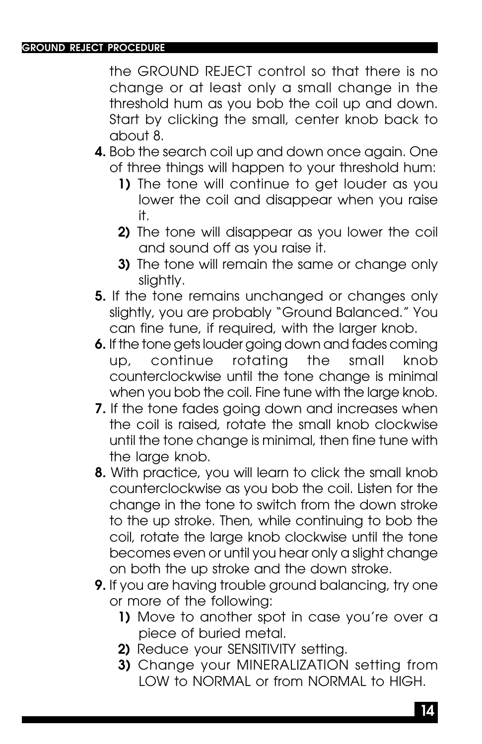the GROUND REJECT control so that there is no change or at least only a small change in the threshold hum as you bob the coil up and down. Start by clicking the small, center knob back to about 8.

**4.** Bob the search coil up and down once again. One of three things will happen to your threshold hum:

   **1)** The tone will continue to get louder as you lower the coil and disappear when you raise it.

   **2)** The tone will disappear as you lower the coil and sound off as you raise it.

   **3)** The tone will remain the same or change only slightly.

**5.** If the tone remains unchanged or changes only slightly, you are probably "Ground Balanced." You can fine tune, if required, with the larger knob.

**6.** If the tone gets louder going down and fades coming up, continue rotating the small knob counterclockwise until the tone change is minimal when you bob the coil. Fine tune with the large knob.

**7.** If the tone fades going down and increases when the coil is raised, rotate the small knob clockwise until the tone change is minimal, then fine tune with the large knob.

**8.** With practice, you will learn to click the small knob counterclockwise as you bob the coil. Listen for the change in the tone to switch from the down stroke to the up stroke. Then, while continuing to bob the coil, rotate the large knob clockwise until the tone becomes even or until you hear only a slight change on both the up stroke and the down stroke.

**9.** If you are having trouble ground balancing, try one or more of the following:

   **1)** Move to another spot in case you're over a piece of buried metal.

   **2)** Reduce your SENSITIVITY setting.

   **3)** Change your MINERALIZATION setting from LOW to NORMAL or from NORMAL to HIGH.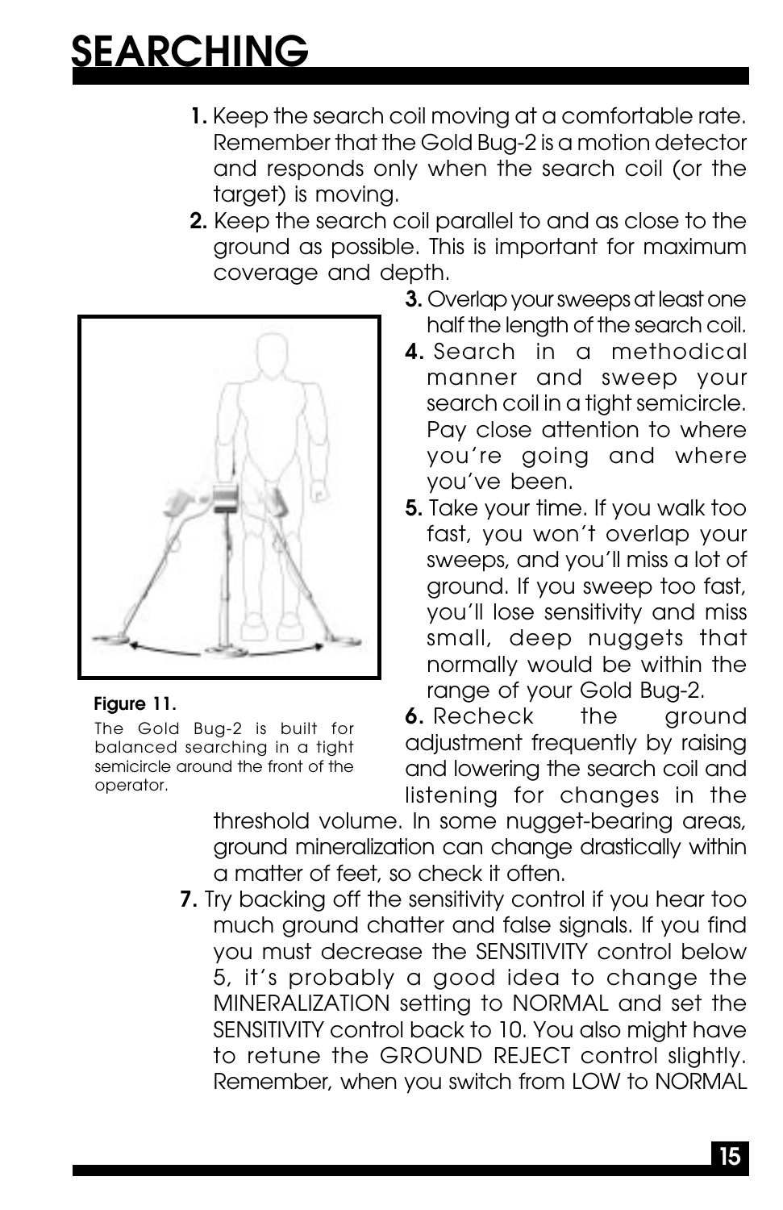# SEARCHING

1. Keep the search coil moving at a comfortable rate. Remember that the Gold Bug-2 is a motion detector and responds only when the search coil (or the target) is moving.
2. Keep the search coil parallel to and as close to the ground as possible. This is important for maximum coverage and depth.
3. Overlap your sweeps at least one half the length of the search coil.
4. Search in a methodical manner and sweep your search coil in a tight semicircle. Pay close attention to where you're going and where you've been.
5. Take your time. If you walk too fast, you won't overlap your sweeps, and you'll miss a lot of ground. If you sweep too fast, you'll lose sensitivity and miss small, deep nuggets that normally would be within the range of your Gold Bug-2.
6. Recheck the ground adjustment frequently by raising and lowering the search coil and listening for changes in the threshold volume. In some nugget-bearing areas, ground mineralization can change drastically within a matter of feet, so check it often.
7. Try backing off the sensitivity control if you hear too much ground chatter and false signals. If you find you must decrease the SENSITIVITY control below 5, it's probably a good idea to change the MINERALIZATION setting to NORMAL and set the SENSITIVITY control back to 10. You also might have to retune the GROUND REJECT control slightly. Remember, when you switch from LOW to NORMAL

**Figure 11.**

The Gold Bug-2 is built for balanced searching in a tight semicircle around the front of the operator.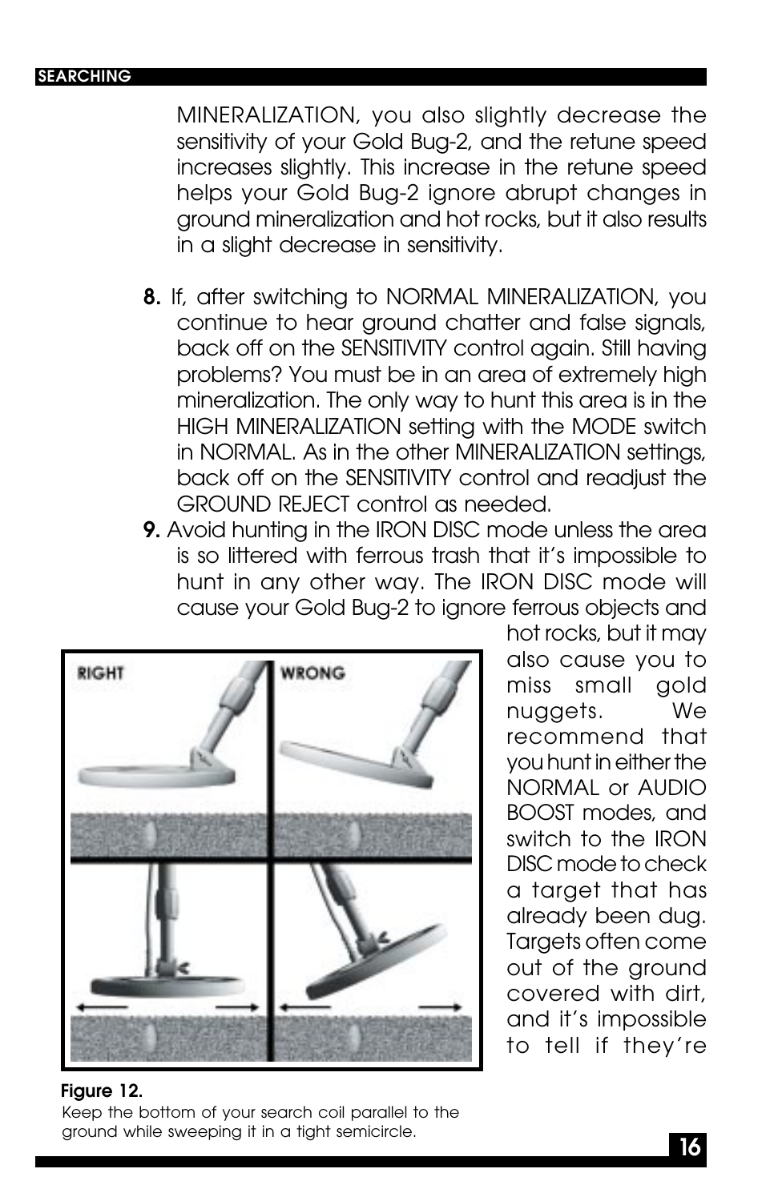MINERALIZATION, you also slightly decrease the sensitivity of your Gold Bug-2, and the retune speed increases slightly. This increase in the retune speed helps your Gold Bug-2 ignore abrupt changes in ground mineralization and hot rocks, but it also results in a slight decrease in sensitivity.

**8.** If, after switching to NORMAL MINERALIZATION, you continue to hear ground chatter and false signals, back off on the SENSITIVITY control again. Still having problems? You must be in an area of extremely high mineralization. The only way to hunt this area is in the HIGH MINERALIZATION setting with the MODE switch in NORMAL. As in the other MINERALIZATION settings, back off on the SENSITIVITY control and readjust the GROUND REJECT control as needed.

**9.** Avoid hunting in the IRON DISC mode unless the area is so littered with ferrous trash that it's impossible to hunt in any other way. The IRON DISC mode will cause your Gold Bug-2 to ignore ferrous objects and hot rocks, but it may also cause you to miss small gold nuggets. We recommend that you hunt in either the NORMAL or AUDIO BOOST modes, and switch to the IRON DISC mode to check a target that has already been dug. Targets often come out of the ground covered with dirt, and it's impossible to tell if they're

**Figure 12.**
Keep the bottom of your search coil parallel to the ground while sweeping it in a tight semicircle.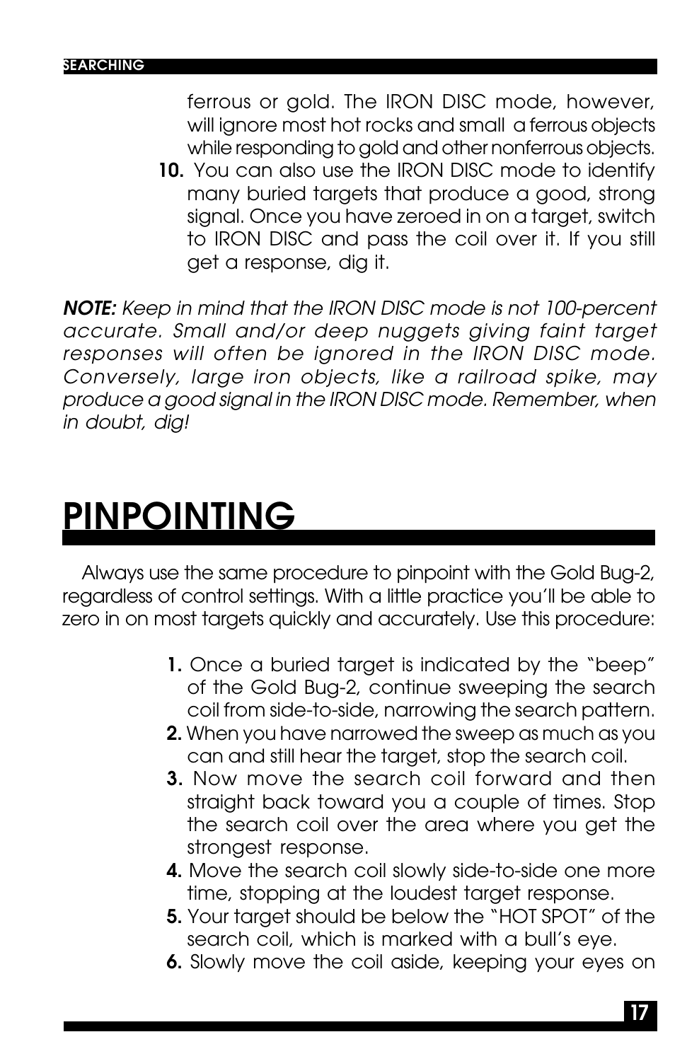ferrous or gold. The IRON DISC mode, however, will ignore most hot rocks and small a ferrous objects while responding to gold and other nonferrous objects.

10. You can also use the IRON DISC mode to identify many buried targets that produce a good, strong signal. Once you have zeroed in on a target, switch to IRON DISC and pass the coil over it. If you still get a response, dig it.

***NOTE:*** *Keep in mind that the IRON DISC mode is not 100-percent accurate. Small and/or deep nuggets giving faint target responses will often be ignored in the IRON DISC mode. Conversely, large iron objects, like a railroad spike, may produce a good signal in the IRON DISC mode. Remember, when in doubt, dig!*

# PINPOINTING

Always use the same procedure to pinpoint with the Gold Bug-2, regardless of control settings. With a little practice you'll be able to zero in on most targets quickly and accurately. Use this procedure:

1. Once a buried target is indicated by the "beep" of the Gold Bug-2, continue sweeping the search coil from side-to-side, narrowing the search pattern.
2. When you have narrowed the sweep as much as you can and still hear the target, stop the search coil.
3. Now move the search coil forward and then straight back toward you a couple of times. Stop the search coil over the area where you get the strongest response.
4. Move the search coil slowly side-to-side one more time, stopping at the loudest target response.
5. Your target should be below the "HOT SPOT" of the search coil, which is marked with a bull's eye.
6. Slowly move the coil aside, keeping your eyes on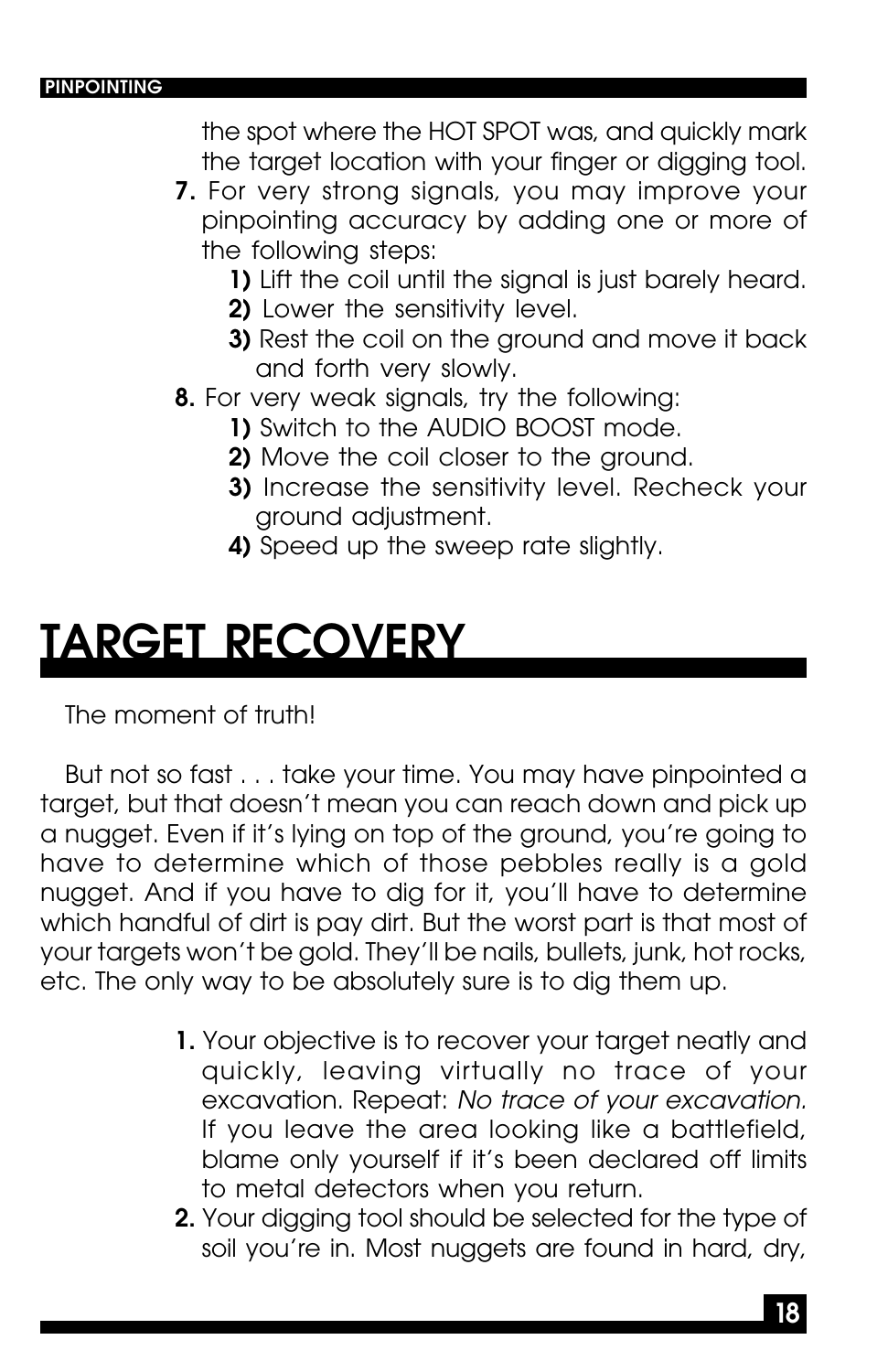the spot where the HOT SPOT was, and quickly mark the target location with your finger or digging tool.

**7.** For very strong signals, you may improve your pinpointing accuracy by adding one or more of the following steps:

   **1)** Lift the coil until the signal is just barely heard.
   **2)** Lower the sensitivity level.
   **3)** Rest the coil on the ground and move it back and forth very slowly.

**8.** For very weak signals, try the following:

   **1)** Switch to the AUDIO BOOST mode.
   **2)** Move the coil closer to the ground.
   **3)** Increase the sensitivity level. Recheck your ground adjustment.
   **4)** Speed up the sweep rate slightly.

# TARGET RECOVERY

The moment of truth!

But not so fast . . . take your time. You may have pinpointed a target, but that doesn't mean you can reach down and pick up a nugget. Even if it's lying on top of the ground, you're going to have to determine which of those pebbles really is a gold nugget. And if you have to dig for it, you'll have to determine which handful of dirt is pay dirt. But the worst part is that most of your targets won't be gold. They'll be nails, bullets, junk, hot rocks, etc. The only way to be absolutely sure is to dig them up.

**1.** Your objective is to recover your target neatly and quickly, leaving virtually no trace of your excavation. Repeat: *No trace of your excavation.* If you leave the area looking like a battlefield, blame only yourself if it's been declared off limits to metal detectors when you return.

**2.** Your digging tool should be selected for the type of soil you're in. Most nuggets are found in hard, dry,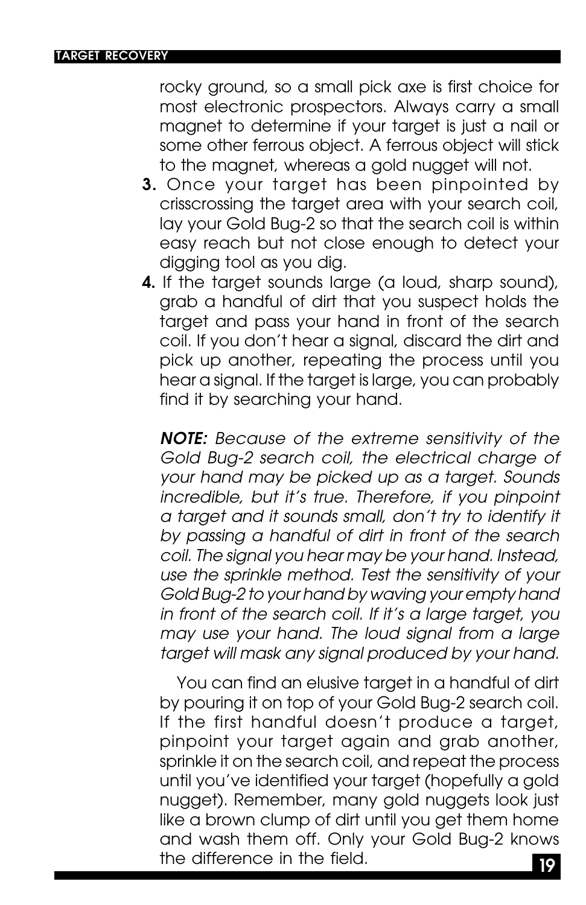rocky ground, so a small pick axe is first choice for most electronic prospectors. Always carry a small magnet to determine if your target is just a nail or some other ferrous object. A ferrous object will stick to the magnet, whereas a gold nugget will not.

3. Once your target has been pinpointed by crisscrossing the target area with your search coil, lay your Gold Bug-2 so that the search coil is within easy reach but not close enough to detect your digging tool as you dig.
4. If the target sounds large (a loud, sharp sound), grab a handful of dirt that you suspect holds the target and pass your hand in front of the search coil. If you don't hear a signal, discard the dirt and pick up another, repeating the process until you hear a signal. If the target is large, you can probably find it by searching your hand.

***NOTE:*** *Because of the extreme sensitivity of the Gold Bug-2 search coil, the electrical charge of your hand may be picked up as a target. Sounds incredible, but it's true. Therefore, if you pinpoint a target and it sounds small, don't try to identify it by passing a handful of dirt in front of the search coil. The signal you hear may be your hand. Instead, use the sprinkle method. Test the sensitivity of your Gold Bug-2 to your hand by waving your empty hand in front of the search coil. If it's a large target, you may use your hand. The loud signal from a large target will mask any signal produced by your hand.*

You can find an elusive target in a handful of dirt by pouring it on top of your Gold Bug-2 search coil. If the first handful doesn't produce a target, pinpoint your target again and grab another, sprinkle it on the search coil, and repeat the process until you've identified your target (hopefully a gold nugget). Remember, many gold nuggets look just like a brown clump of dirt until you get them home and wash them off. Only your Gold Bug-2 knows the difference in the field.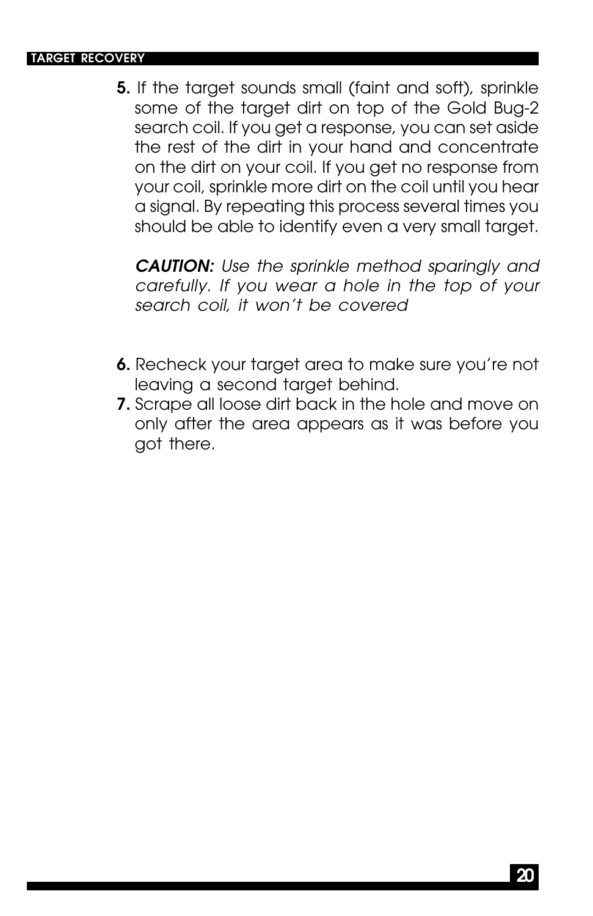5. If the target sounds small (faint and soft), sprinkle some of the target dirt on top of the Gold Bug-2 search coil. If you get a response, you can set aside the rest of the dirt in your hand and concentrate on the dirt on your coil. If you get no response from your coil, sprinkle more dirt on the coil until you hear a signal. By repeating this process several times you should be able to identify even a very small target.

   ***CAUTION:*** *Use the sprinkle method sparingly and carefully. If you wear a hole in the top of your search coil, it won't be covered*

6. Recheck your target area to make sure you're not leaving a second target behind.
7. Scrape all loose dirt back in the hole and move on only after the area appears as it was before you got there.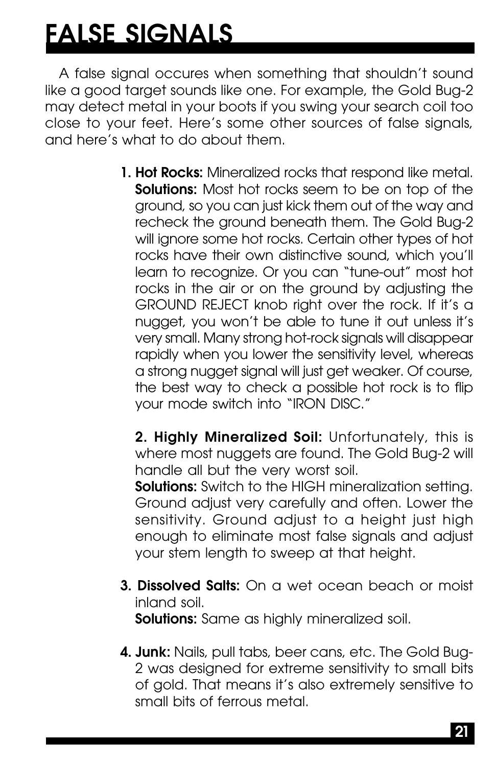# FALSE SIGNALS

A false signal occures when something that shouldn't sound like a good target sounds like one. For example, the Gold Bug-2 may detect metal in your boots if you swing your search coil too close to your feet. Here's some other sources of false signals, and here's what to do about them.

**1. Hot Rocks:** Mineralized rocks that respond like metal. **Solutions:** Most hot rocks seem to be on top of the ground, so you can just kick them out of the way and recheck the ground beneath them. The Gold Bug-2 will ignore some hot rocks. Certain other types of hot rocks have their own distinctive sound, which you'll learn to recognize. Or you can "tune-out" most hot rocks in the air or on the ground by adjusting the GROUND REJECT knob right over the rock. If it's a nugget, you won't be able to tune it out unless it's very small. Many strong hot-rock signals will disappear rapidly when you lower the sensitivity level, whereas a strong nugget signal will just get weaker. Of course, the best way to check a possible hot rock is to flip your mode switch into "IRON DISC."

**2. Highly Mineralized Soil:** Unfortunately, this is where most nuggets are found. The Gold Bug-2 will handle all but the very worst soil.
**Solutions:** Switch to the HIGH mineralization setting. Ground adjust very carefully and often. Lower the sensitivity. Ground adjust to a height just high enough to eliminate most false signals and adjust your stem length to sweep at that height.

**3. Dissolved Salts:** On a wet ocean beach or moist inland soil.
**Solutions:** Same as highly mineralized soil.

**4. Junk:** Nails, pull tabs, beer cans, etc. The Gold Bug-2 was designed for extreme sensitivity to small bits of gold. That means it's also extremely sensitive to small bits of ferrous metal.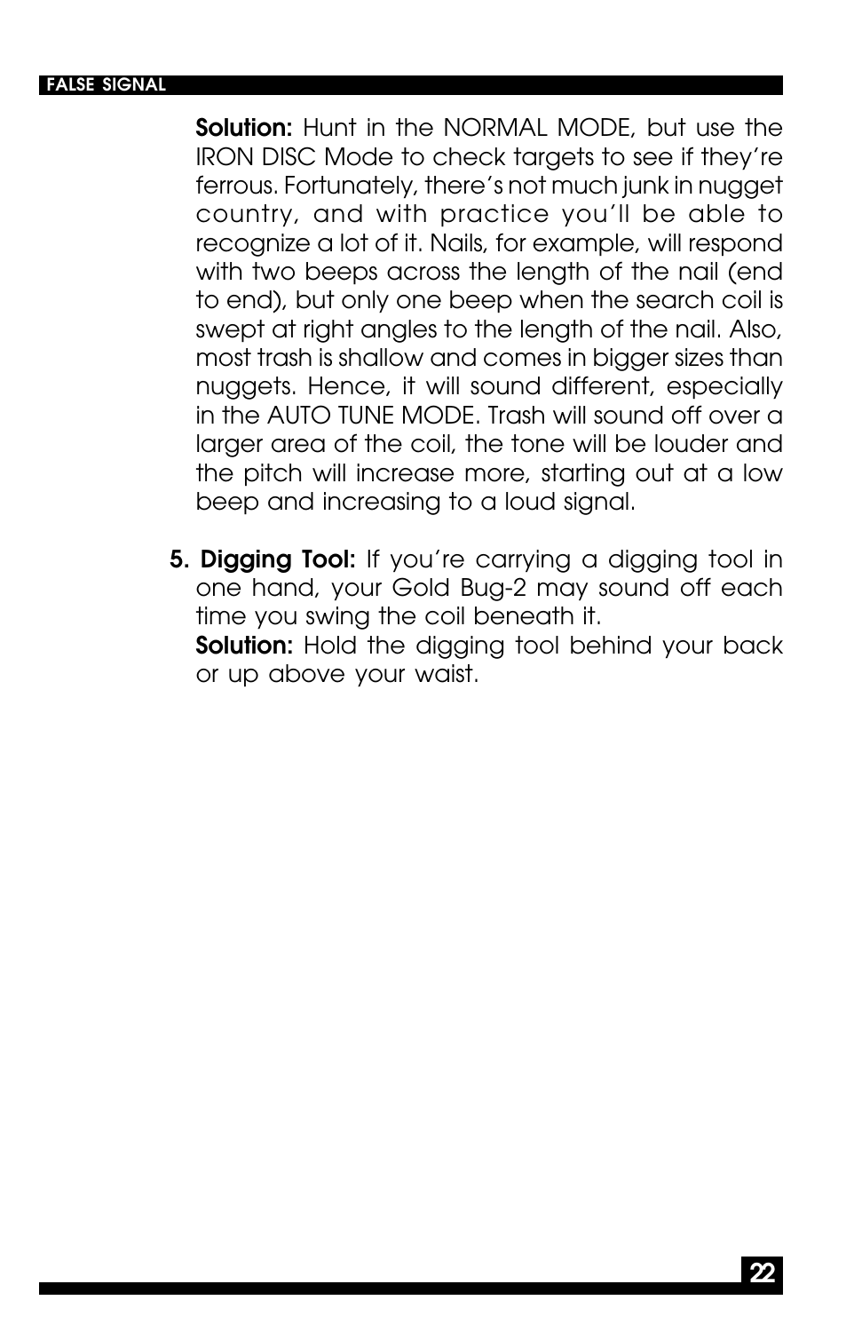**Solution:** Hunt in the NORMAL MODE, but use the IRON DISC Mode to check targets to see if they're ferrous. Fortunately, there's not much junk in nugget country, and with practice you'll be able to recognize a lot of it. Nails, for example, will respond with two beeps across the length of the nail (end to end), but only one beep when the search coil is swept at right angles to the length of the nail. Also, most trash is shallow and comes in bigger sizes than nuggets. Hence, it will sound different, especially in the AUTO TUNE MODE. Trash will sound off over a larger area of the coil, the tone will be louder and the pitch will increase more, starting out at a low beep and increasing to a loud signal.

5. **Digging Tool:** If you're carrying a digging tool in one hand, your Gold Bug-2 may sound off each time you swing the coil beneath it.
   **Solution:** Hold the digging tool behind your back or up above your waist.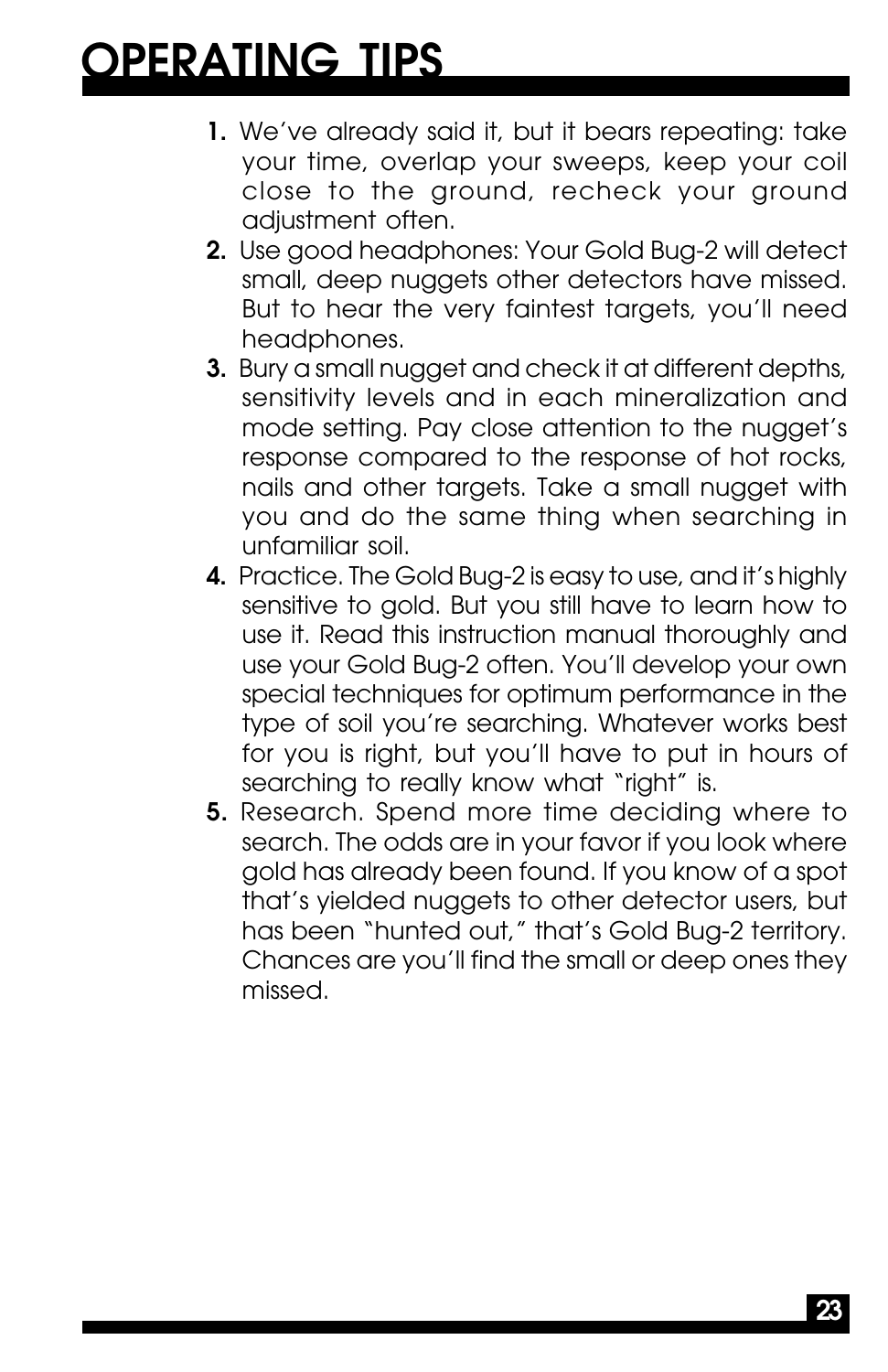# OPERATING TIPS

1. We've already said it, but it bears repeating: take your time, overlap your sweeps, keep your coil close to the ground, recheck your ground adjustment often.
2. Use good headphones: Your Gold Bug-2 will detect small, deep nuggets other detectors have missed. But to hear the very faintest targets, you'll need headphones.
3. Bury a small nugget and check it at different depths, sensitivity levels and in each mineralization and mode setting. Pay close attention to the nugget's response compared to the response of hot rocks, nails and other targets. Take a small nugget with you and do the same thing when searching in unfamiliar soil.
4. Practice. The Gold Bug-2 is easy to use, and it's highly sensitive to gold. But you still have to learn how to use it. Read this instruction manual thoroughly and use your Gold Bug-2 often. You'll develop your own special techniques for optimum performance in the type of soil you're searching. Whatever works best for you is right, but you'll have to put in hours of searching to really know what "right" is.
5. Research. Spend more time deciding where to search. The odds are in your favor if you look where gold has already been found. If you know of a spot that's yielded nuggets to other detector users, but has been "hunted out," that's Gold Bug-2 territory. Chances are you'll find the small or deep ones they missed.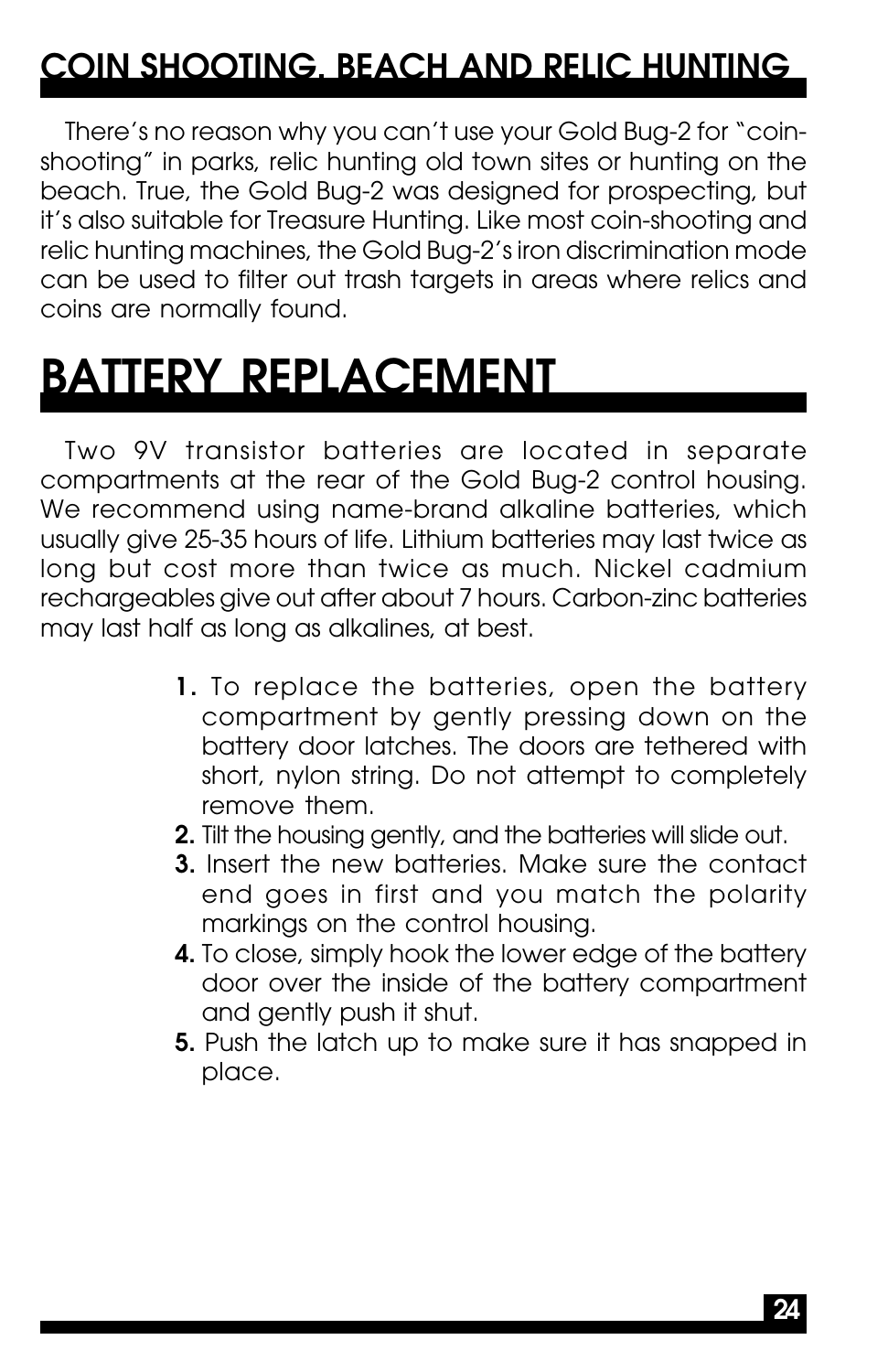## COIN SHOOTING, BEACH AND RELIC HUNTING

There's no reason why you can't use your Gold Bug-2 for "coin-shooting" in parks, relic hunting old town sites or hunting on the beach. True, the Gold Bug-2 was designed for prospecting, but it's also suitable for Treasure Hunting. Like most coin-shooting and relic hunting machines, the Gold Bug-2's iron discrimination mode can be used to filter out trash targets in areas where relics and coins are normally found.

# BATTERY REPLACEMENT

Two 9V transistor batteries are located in separate compartments at the rear of the Gold Bug-2 control housing. We recommend using name-brand alkaline batteries, which usually give 25-35 hours of life. Lithium batteries may last twice as long but cost more than twice as much. Nickel cadmium rechargeables give out after about 7 hours. Carbon-zinc batteries may last half as long as alkalines, at best.

1. To replace the batteries, open the battery compartment by gently pressing down on the battery door latches. The doors are tethered with short, nylon string. Do not attempt to completely remove them.
2. Tilt the housing gently, and the batteries will slide out.
3. Insert the new batteries. Make sure the contact end goes in first and you match the polarity markings on the control housing.
4. To close, simply hook the lower edge of the battery door over the inside of the battery compartment and gently push it shut.
5. Push the latch up to make sure it has snapped in place.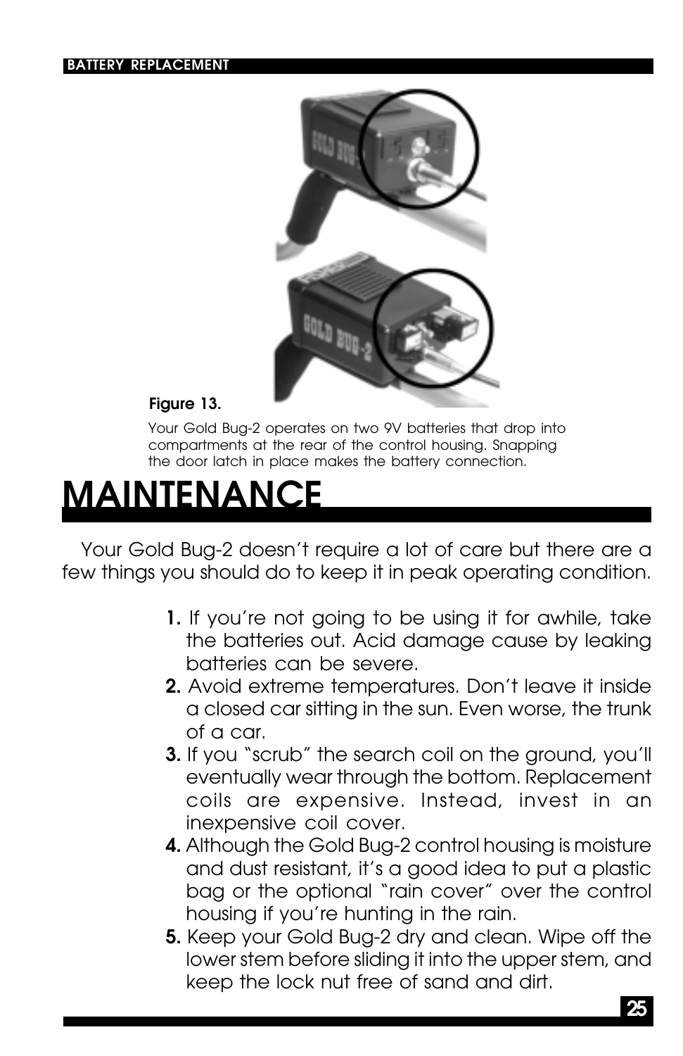**Figure 13.**

Your Gold Bug-2 operates on two 9V batteries that drop into compartments at the rear of the control housing. Snapping the door latch in place makes the battery connection.

# MAINTENANCE

Your Gold Bug-2 doesn't require a lot of care but there are a few things you should do to keep it in peak operating condition.

1. If you're not going to be using it for awhile, take the batteries out. Acid damage cause by leaking batteries can be severe.
2. Avoid extreme temperatures. Don't leave it inside a closed car sitting in the sun. Even worse, the trunk of a car.
3. If you "scrub" the search coil on the ground, you'll eventually wear through the bottom. Replacement coils are expensive. Instead, invest in an inexpensive coil cover.
4. Although the Gold Bug-2 control housing is moisture and dust resistant, it's a good idea to put a plastic bag or the optional "rain cover" over the control housing if you're hunting in the rain.
5. Keep your Gold Bug-2 dry and clean. Wipe off the lower stem before sliding it into the upper stem, and keep the lock nut free of sand and dirt.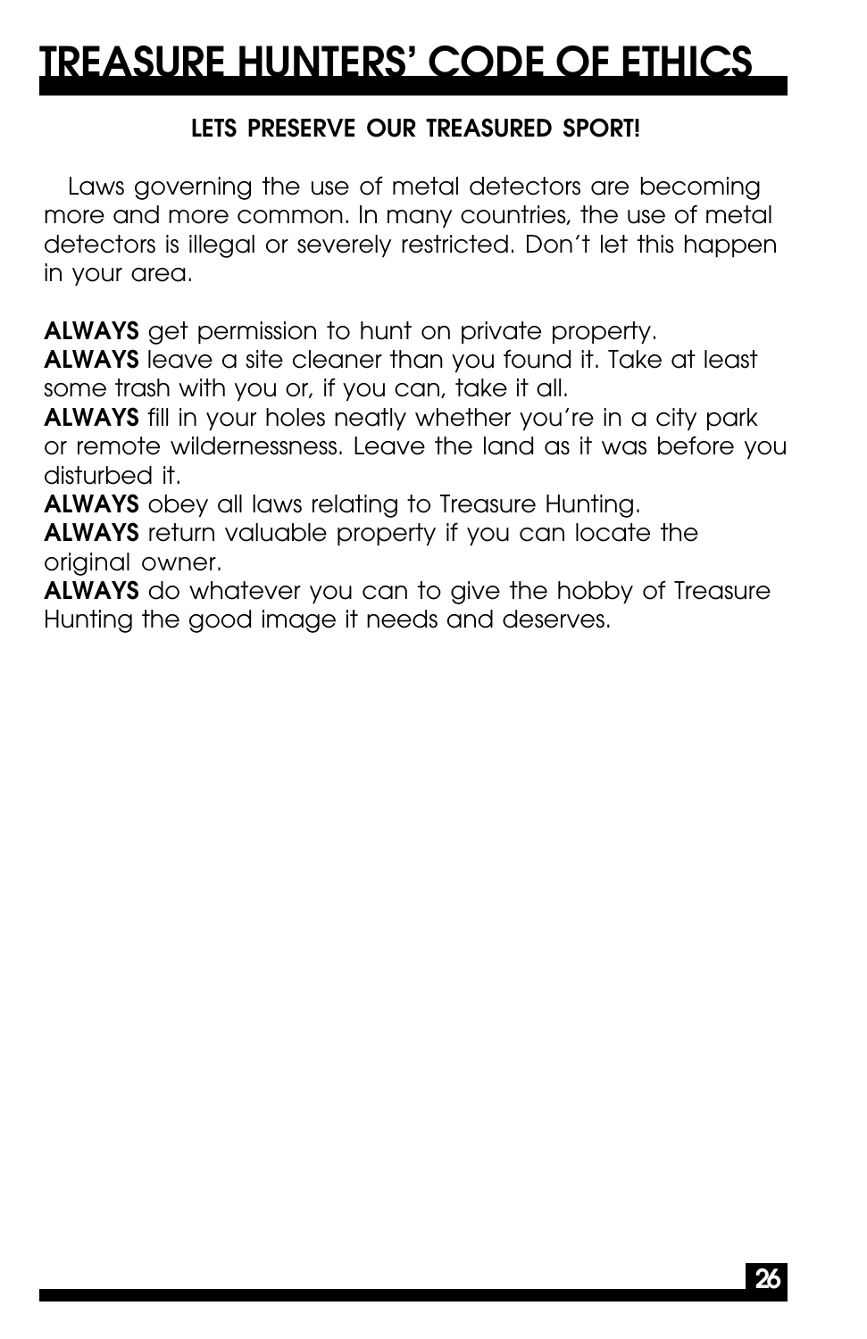# TREASURE HUNTERS' CODE OF ETHICS

**LETS PRESERVE OUR TREASURED SPORT!**

Laws governing the use of metal detectors are becoming more and more common. In many countries, the use of metal detectors is illegal or severely restricted. Don't let this happen in your area.

**ALWAYS** get permission to hunt on private property.
**ALWAYS** leave a site cleaner than you found it. Take at least some trash with you or, if you can, take it all.
**ALWAYS** fill in your holes neatly whether you're in a city park or remote wildernessness. Leave the land as it was before you disturbed it.
**ALWAYS** obey all laws relating to Treasure Hunting.
**ALWAYS** return valuable property if you can locate the original owner.
**ALWAYS** do whatever you can to give the hobby of Treasure Hunting the good image it needs and deserves.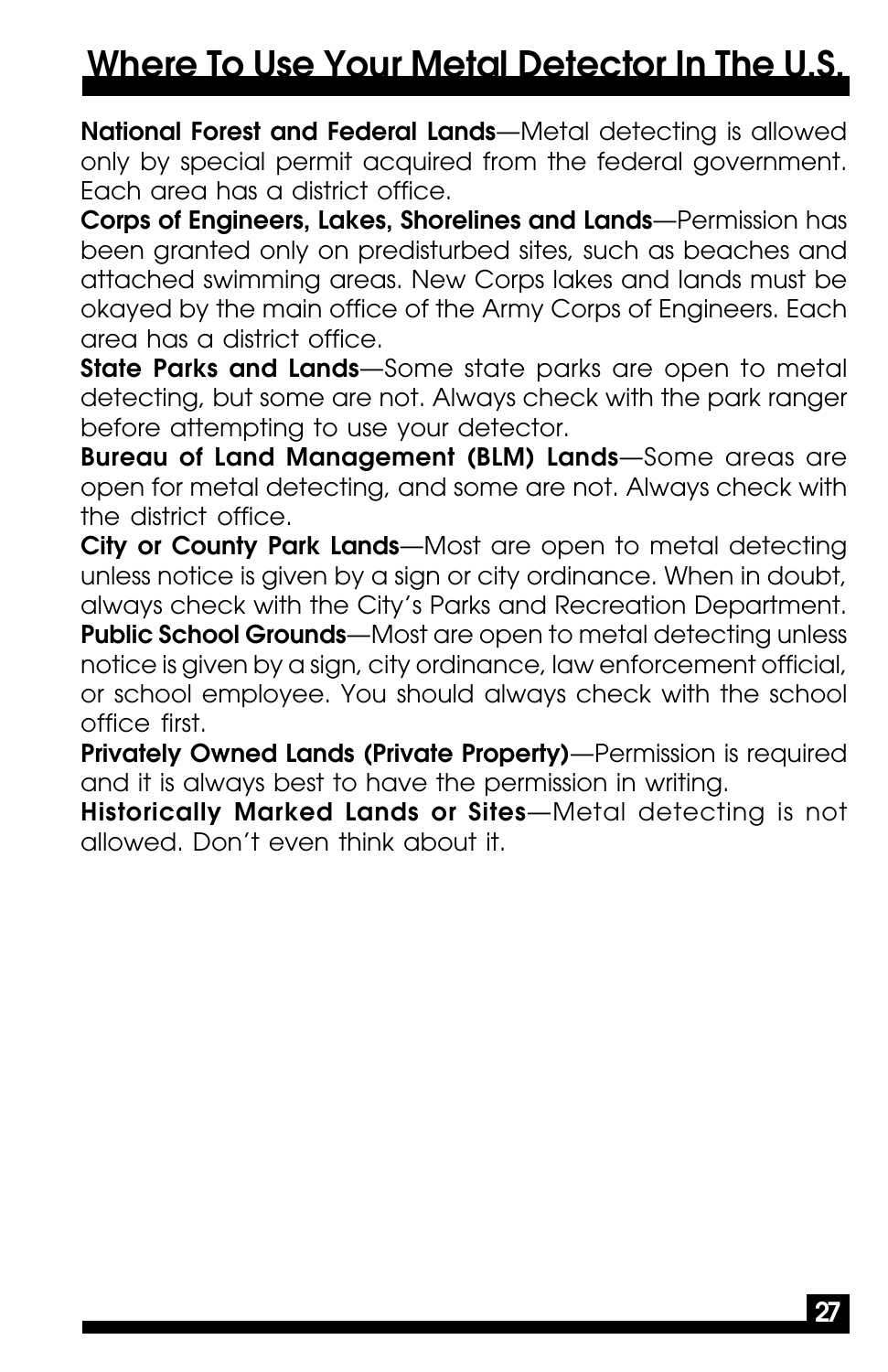# Where To Use Your Metal Detector In The U.S.

**National Forest and Federal Lands**—Metal detecting is allowed only by special permit acquired from the federal government. Each area has a district office.

**Corps of Engineers, Lakes, Shorelines and Lands**—Permission has been granted only on predisturbed sites, such as beaches and attached swimming areas. New Corps lakes and lands must be okayed by the main office of the Army Corps of Engineers. Each area has a district office.

**State Parks and Lands**—Some state parks are open to metal detecting, but some are not. Always check with the park ranger before attempting to use your detector.

**Bureau of Land Management (BLM) Lands**—Some areas are open for metal detecting, and some are not. Always check with the district office.

**City or County Park Lands**—Most are open to metal detecting unless notice is given by a sign or city ordinance. When in doubt, always check with the City's Parks and Recreation Department.

**Public School Grounds**—Most are open to metal detecting unless notice is given by a sign, city ordinance, law enforcement official, or school employee. You should always check with the school office first.

**Privately Owned Lands (Private Property)**—Permission is required and it is always best to have the permission in writing.

**Historically Marked Lands or Sites**—Metal detecting is not allowed. Don't even think about it.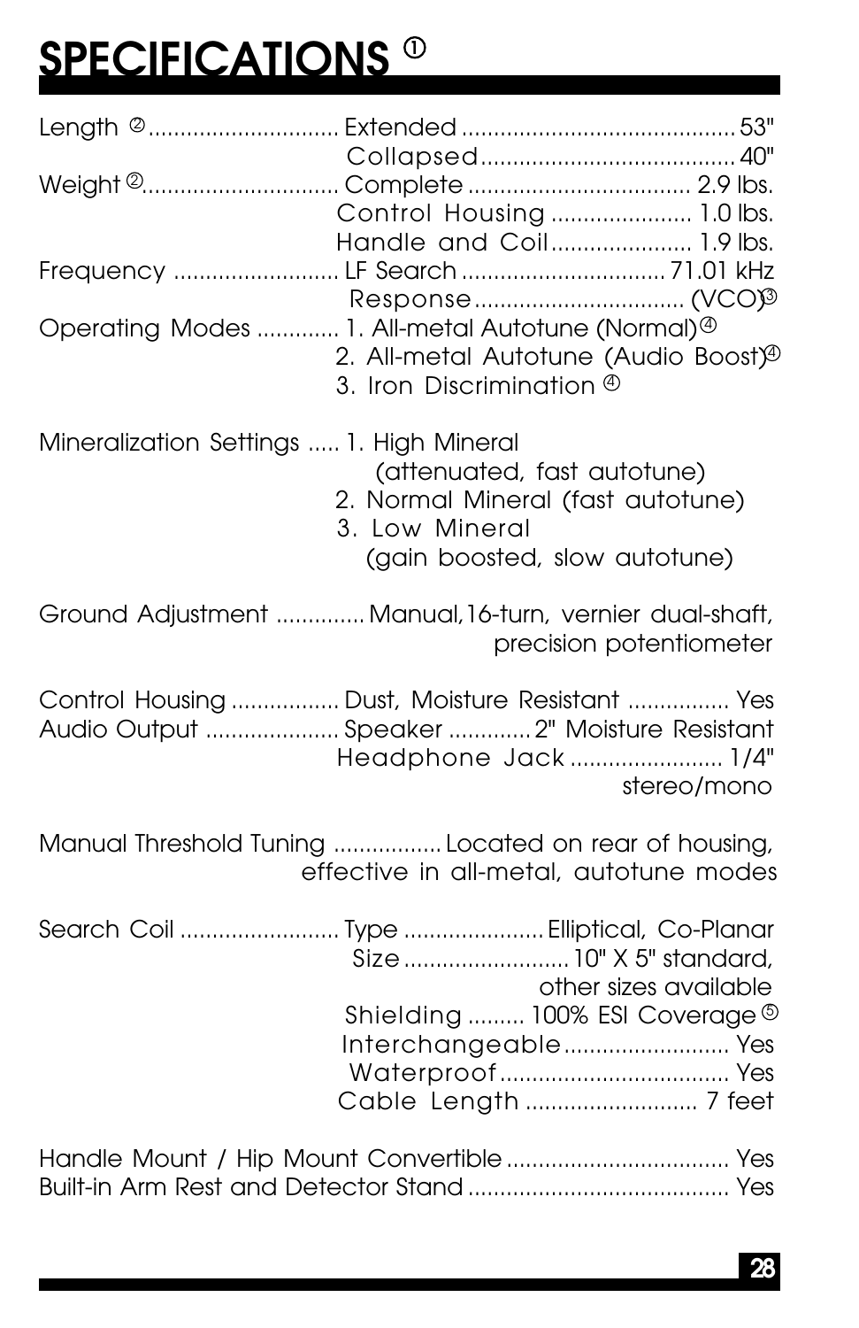# SPECIFICATIONS ①

| | | |
|---|---|---|
| Length ② | Extended | 53" |
| | Collapsed | 40" |
| Weight ② | Complete | 2.9 lbs. |
| | Control Housing | 1.0 lbs. |
| | Handle and Coil | 1.9 lbs. |
| Frequency | LF Search | 71.01 kHz |
| | Response | (VCO)③ |
| Operating Modes | 1. All-metal Autotune (Normal)④ | |
| | 2. All-metal Autotune (Audio Boost)④ | |
| | 3. Iron Discrimination ④ | |
| Mineralization Settings | 1. High Mineral (attenuated, fast autotune) | |
| | 2. Normal Mineral (fast autotune) | |
| | 3. Low Mineral (gain boosted, slow autotune) | |
| Ground Adjustment | Manual, 16-turn, vernier dual-shaft, precision potentiometer | |
| Control Housing | Dust, Moisture Resistant | Yes |
| Audio Output | Speaker | 2" Moisture Resistant |
| | Headphone Jack | 1/4" stereo/mono |
| Manual Threshold Tuning | Located on rear of housing, effective in all-metal, autotune modes | |
| Search Coil | Type | Elliptical, Co-Planar |
| | Size | 10" X 5" standard, other sizes available |
| | Shielding | 100% ESI Coverage ⑤ |
| | Interchangeable | Yes |
| | Waterproof | Yes |
| | Cable Length | 7 feet |
| Handle Mount / Hip Mount Convertible | | Yes |
| Built-in Arm Rest and Detector Stand | | Yes |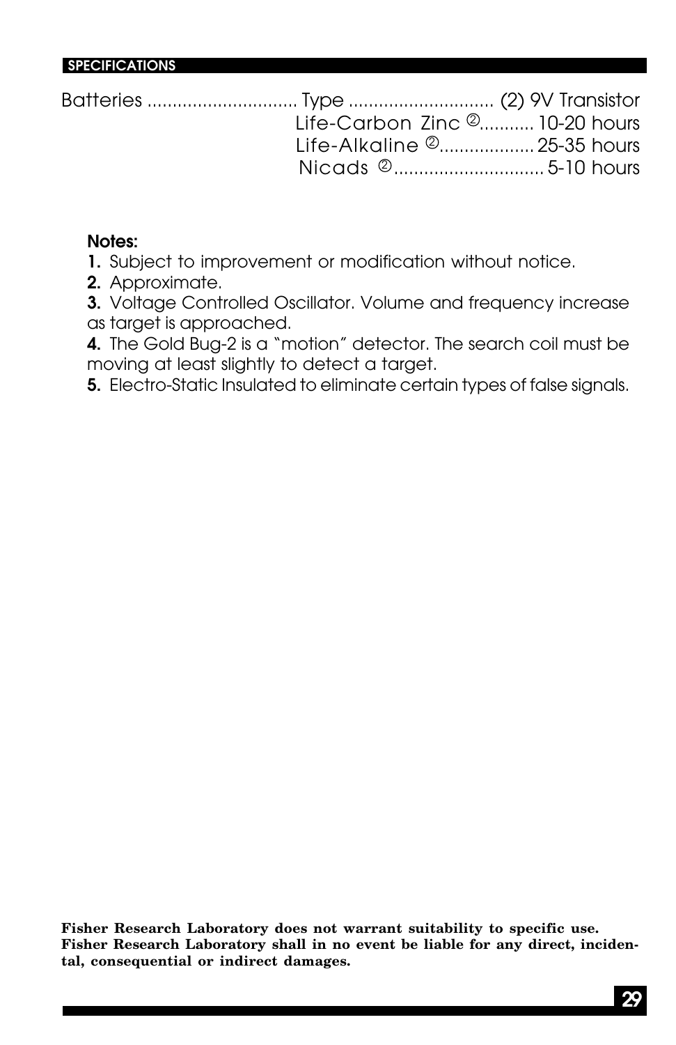## SPECIFICATIONS

| | | |
|---|---|---|
| Batteries | Type | (2) 9V Transistor |
| | Life-Carbon Zinc [2] | 10-20 hours |
| | Life-Alkaline [2] | 25-35 hours |
| | Nicads [2] | 5-10 hours |

**Notes:**

**1.** Subject to improvement or modification without notice.

**2.** Approximate.

**3.** Voltage Controlled Oscillator. Volume and frequency increase as target is approached.

**4.** The Gold Bug-2 is a "motion" detector. The search coil must be moving at least slightly to detect a target.

**5.** Electro-Static Insulated to eliminate certain types of false signals.

**Fisher Research Laboratory does not warrant suitability to specific use. Fisher Research Laboratory shall in no event be liable for any direct, incidental, consequential or indirect damages.**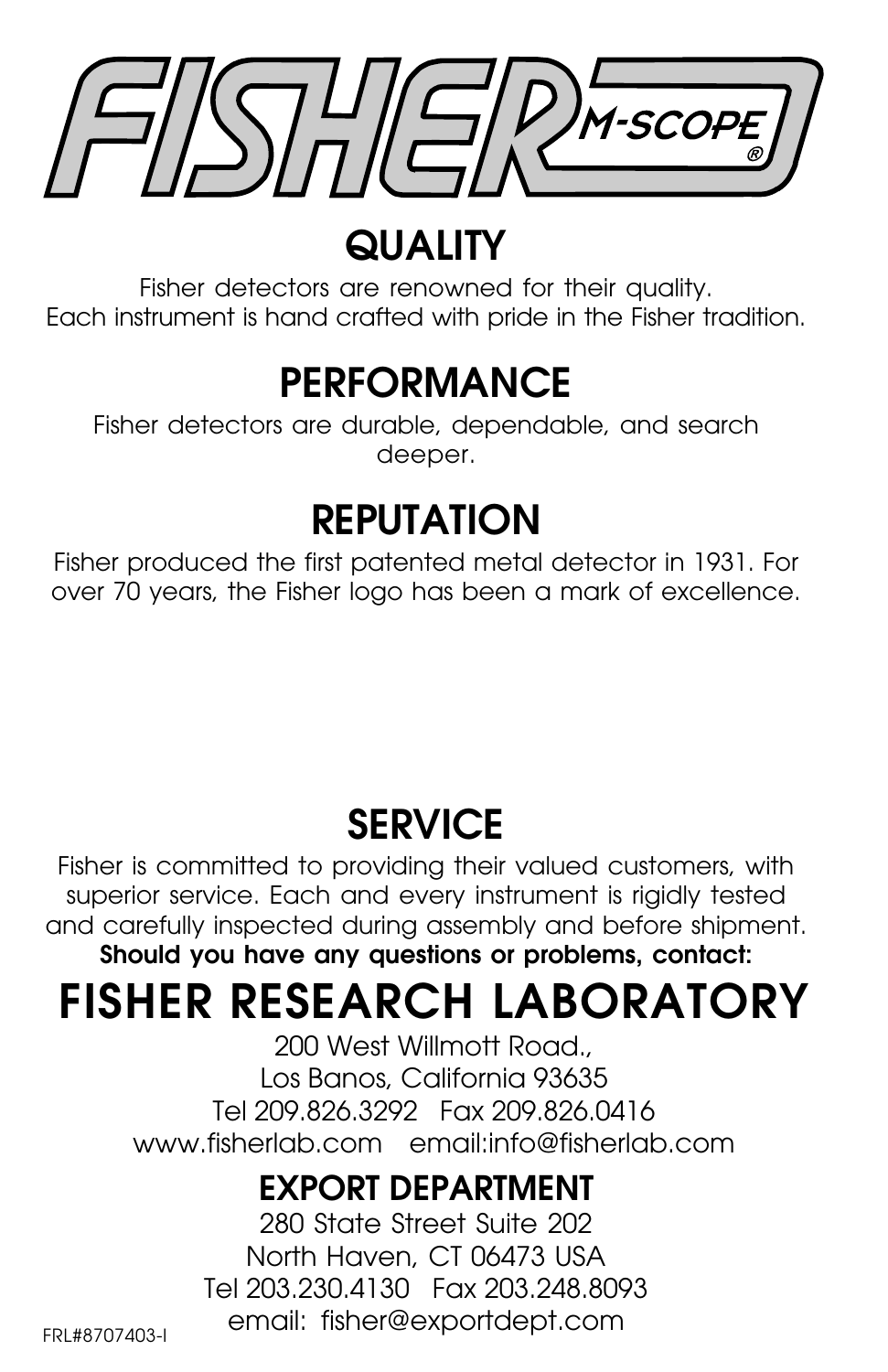# FISHER M-SCOPE®

## QUALITY

Fisher detectors are renowned for their quality.
Each instrument is hand crafted with pride in the Fisher tradition.

## PERFORMANCE

Fisher detectors are durable, dependable, and search deeper.

## REPUTATION

Fisher produced the first patented metal detector in 1931. For over 70 years, the Fisher logo has been a mark of excellence.

## SERVICE

Fisher is committed to providing their valued customers, with superior service. Each and every instrument is rigidly tested and carefully inspected during assembly and before shipment.

**Should you have any questions or problems, contact:**

# FISHER RESEARCH LABORATORY

200 West Willmott Road.,
Los Banos, California 93635
Tel 209.826.3292 Fax 209.826.0416
www.fisherlab.com email:info@fisherlab.com

## EXPORT DEPARTMENT

280 State Street Suite 202
North Haven, CT 06473 USA
Tel 203.230.4130 Fax 203.248.8093
email: fisher@exportdept.com

FRL#8707403-I